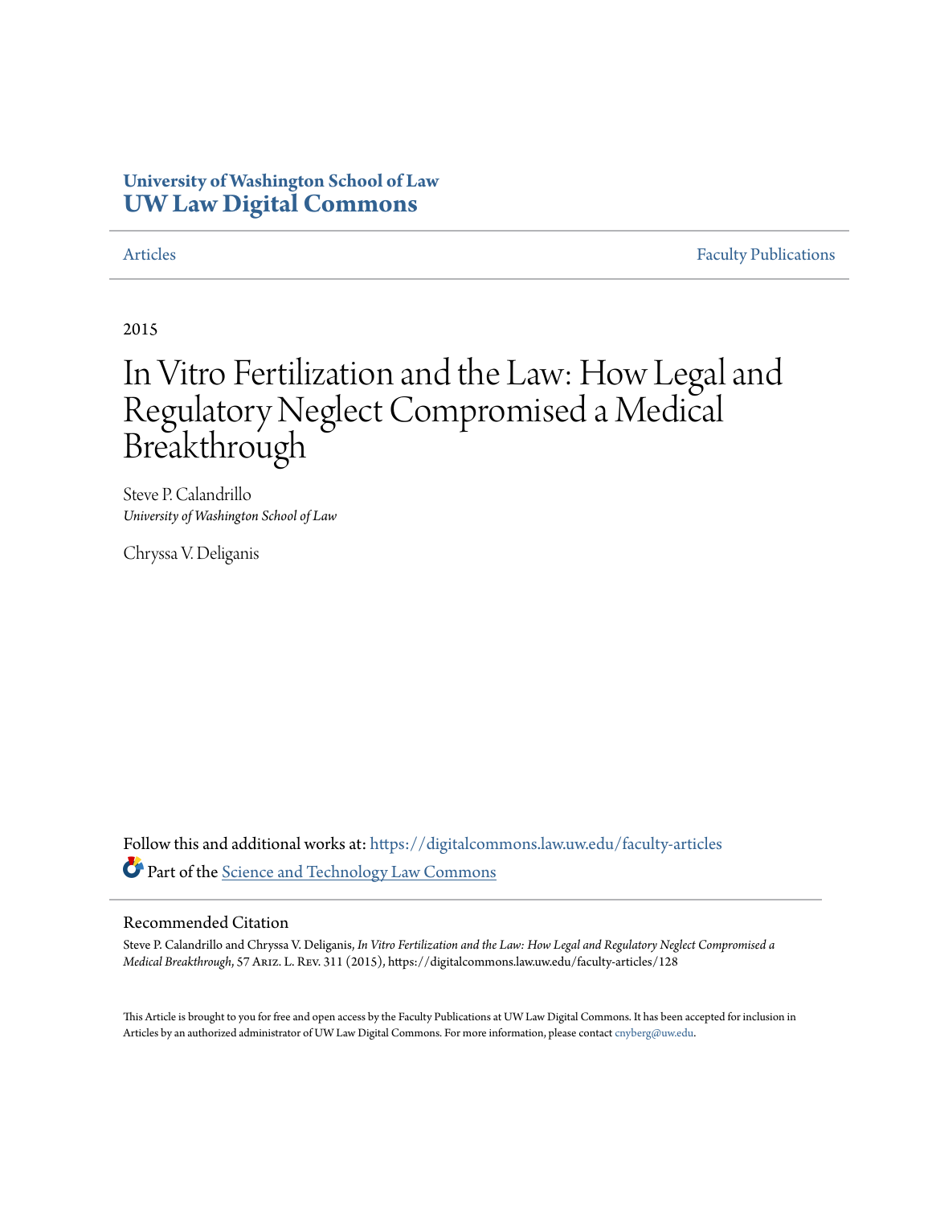**University of Washington School of Law**
**UW Law Digital Commons**

Articles | Faculty Publications

2015

# In Vitro Fertilization and the Law: How Legal and Regulatory Neglect Compromised a Medical Breakthrough

Steve P. Calandrillo
*University of Washington School of Law*

Chryssa V. Deliganis

Follow this and additional works at: https://digitalcommons.law.uw.edu/faculty-articles

Part of the Science and Technology Law Commons

## Recommended Citation

Steve P. Calandrillo and Chryssa V. Deliganis, *In Vitro Fertilization and the Law: How Legal and Regulatory Neglect Compromised a Medical Breakthrough*, 57 Ariz. L. Rev. 311 (2015), https://digitalcommons.law.uw.edu/faculty-articles/128

This Article is brought to you for free and open access by the Faculty Publications at UW Law Digital Commons. It has been accepted for inclusion in Articles by an authorized administrator of UW Law Digital Commons. For more information, please contact cnyberg@uw.edu.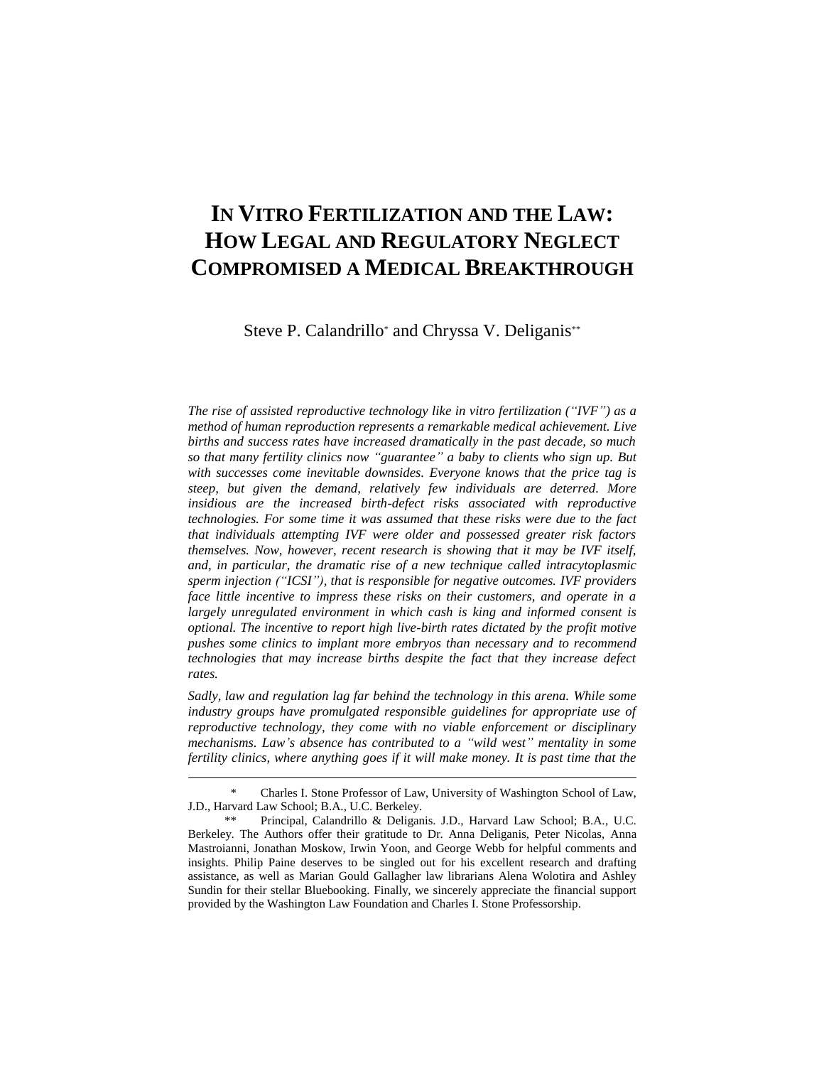# In Vitro Fertilization and the Law: How Legal and Regulatory Neglect Compromised a Medical Breakthrough

Steve P. Calandrillo* and Chryssa V. Deliganis**

*The rise of assisted reproductive technology like in vitro fertilization ("IVF") as a method of human reproduction represents a remarkable medical achievement. Live births and success rates have increased dramatically in the past decade, so much so that many fertility clinics now "guarantee" a baby to clients who sign up. But with successes come inevitable downsides. Everyone knows that the price tag is steep, but given the demand, relatively few individuals are deterred. More insidious are the increased birth-defect risks associated with reproductive technologies. For some time it was assumed that these risks were due to the fact that individuals attempting IVF were older and possessed greater risk factors themselves. Now, however, recent research is showing that it may be IVF itself, and, in particular, the dramatic rise of a new technique called intracytoplasmic sperm injection ("ICSI"), that is responsible for negative outcomes. IVF providers face little incentive to impress these risks on their customers, and operate in a largely unregulated environment in which cash is king and informed consent is optional. The incentive to report high live-birth rates dictated by the profit motive pushes some clinics to implant more embryos than necessary and to recommend technologies that may increase births despite the fact that they increase defect rates.*

*Sadly, law and regulation lag far behind the technology in this arena. While some industry groups have promulgated responsible guidelines for appropriate use of reproductive technology, they come with no viable enforcement or disciplinary mechanisms. Law's absence has contributed to a "wild west" mentality in some fertility clinics, where anything goes if it will make money. It is past time that the*

---

\* Charles I. Stone Professor of Law, University of Washington School of Law, J.D., Harvard Law School; B.A., U.C. Berkeley.

\*\* Principal, Calandrillo & Deliganis. J.D., Harvard Law School; B.A., U.C. Berkeley. The Authors offer their gratitude to Dr. Anna Deliganis, Peter Nicolas, Anna Mastroianni, Jonathan Moskow, Irwin Yoon, and George Webb for helpful comments and insights. Philip Paine deserves to be singled out for his excellent research and drafting assistance, as well as Marian Gould Gallagher law librarians Alena Wolotira and Ashley Sundin for their stellar Bluebooking. Finally, we sincerely appreciate the financial support provided by the Washington Law Foundation and Charles I. Stone Professorship.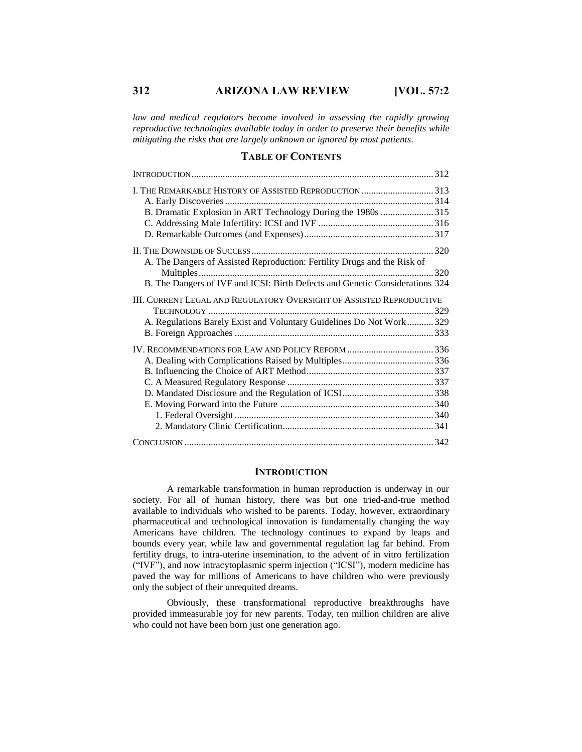*law and medical regulators become involved in assessing the rapidly growing reproductive technologies available today in order to preserve their benefits while mitigating the risks that are largely unknown or ignored by most patients.*

## TABLE OF CONTENTS

INTRODUCTION .................................................................................................... 312

I. THE REMARKABLE HISTORY OF ASSISTED REPRODUCTION .............................. 313
- A. Early Discoveries ........................................................................................ 314
- B. Dramatic Explosion in ART Technology During the 1980s ...................... 315
- C. Addressing Male Infertility: ICSI and IVF ................................................ 316
- D. Remarkable Outcomes (and Expenses) ...................................................... 317

II. THE DOWNSIDE OF SUCCESS ........................................................................... 320
- A. The Dangers of Assisted Reproduction: Fertility Drugs and the Risk of Multiples ................................................................................................. 320
- B. The Dangers of IVF and ICSI: Birth Defects and Genetic Considerations 324

III. CURRENT LEGAL AND REGULATORY OVERSIGHT OF ASSISTED REPRODUCTIVE TECHNOLOGY ............................................................................................. 329
- A. Regulations Barely Exist and Voluntary Guidelines Do Not Work ........... 329
- B. Foreign Approaches ................................................................................... 333

IV. RECOMMENDATIONS FOR LAW AND POLICY REFORM .................................... 336
- A. Dealing with Complications Raised by Multiples ...................................... 336
- B. Influencing the Choice of ART Method ..................................................... 337
- C. A Measured Regulatory Response ............................................................. 337
- D. Mandated Disclosure and the Regulation of ICSI ...................................... 338
- E. Moving Forward into the Future ................................................................ 340
  - 1. Federal Oversight ................................................................................... 340
  - 2. Mandatory Clinic Certification ............................................................... 341

CONCLUSION ....................................................................................................... 342

## INTRODUCTION

A remarkable transformation in human reproduction is underway in our society. For all of human history, there was but one tried-and-true method available to individuals who wished to be parents. Today, however, extraordinary pharmaceutical and technological innovation is fundamentally changing the way Americans have children. The technology continues to expand by leaps and bounds every year, while law and governmental regulation lag far behind. From fertility drugs, to intra-uterine insemination, to the advent of in vitro fertilization ("IVF"), and now intracytoplasmic sperm injection ("ICSI"), modern medicine has paved the way for millions of Americans to have children who were previously only the subject of their unrequited dreams.

Obviously, these transformational reproductive breakthroughs have provided immeasurable joy for new parents. Today, ten million children are alive who could not have been born just one generation ago.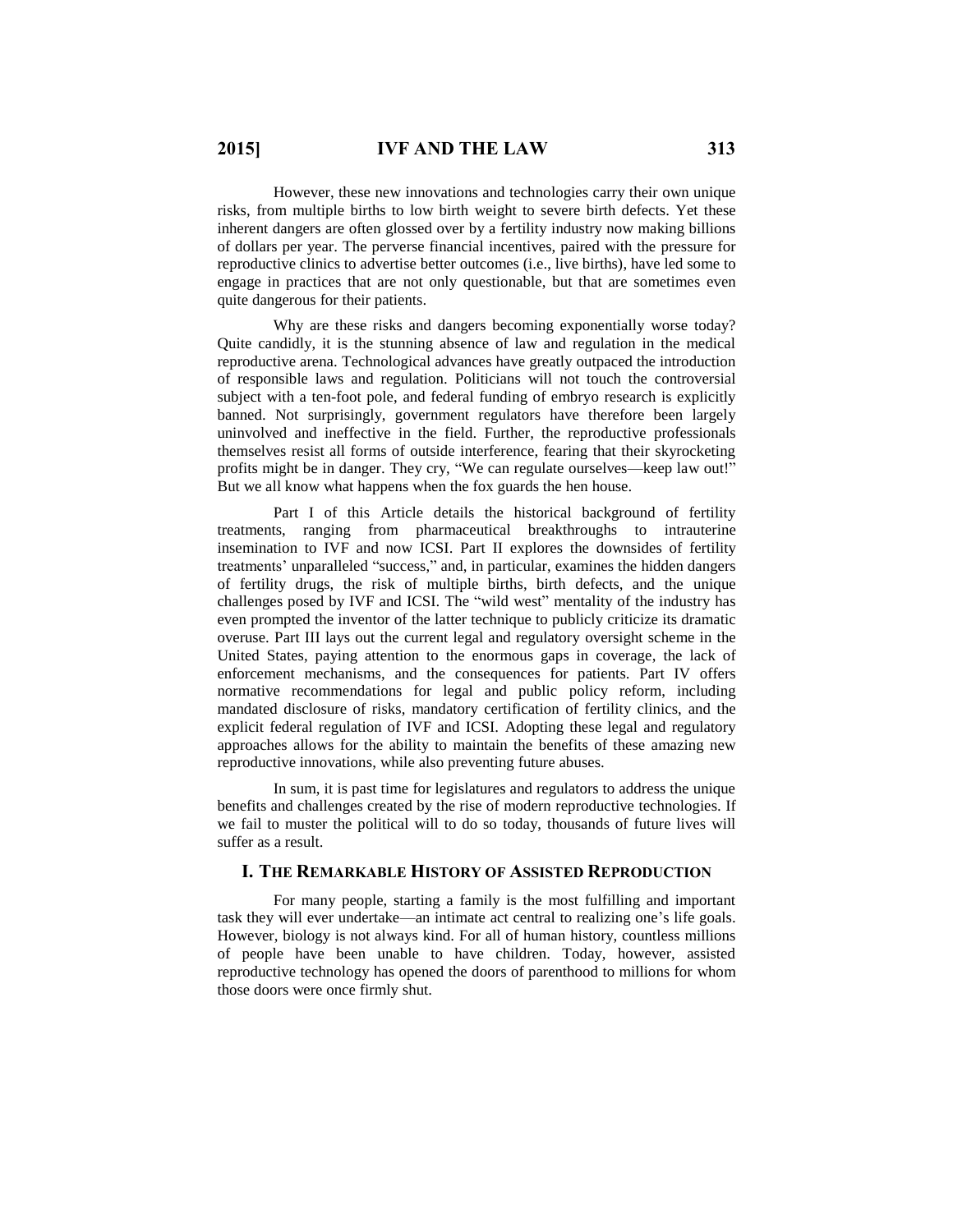However, these new innovations and technologies carry their own unique risks, from multiple births to low birth weight to severe birth defects. Yet these inherent dangers are often glossed over by a fertility industry now making billions of dollars per year. The perverse financial incentives, paired with the pressure for reproductive clinics to advertise better outcomes (i.e., live births), have led some to engage in practices that are not only questionable, but that are sometimes even quite dangerous for their patients.

Why are these risks and dangers becoming exponentially worse today? Quite candidly, it is the stunning absence of law and regulation in the medical reproductive arena. Technological advances have greatly outpaced the introduction of responsible laws and regulation. Politicians will not touch the controversial subject with a ten-foot pole, and federal funding of embryo research is explicitly banned. Not surprisingly, government regulators have therefore been largely uninvolved and ineffective in the field. Further, the reproductive professionals themselves resist all forms of outside interference, fearing that their skyrocketing profits might be in danger. They cry, "We can regulate ourselves—keep law out!" But we all know what happens when the fox guards the hen house.

Part I of this Article details the historical background of fertility treatments, ranging from pharmaceutical breakthroughs to intrauterine insemination to IVF and now ICSI. Part II explores the downsides of fertility treatments' unparalleled "success," and, in particular, examines the hidden dangers of fertility drugs, the risk of multiple births, birth defects, and the unique challenges posed by IVF and ICSI. The "wild west" mentality of the industry has even prompted the inventor of the latter technique to publicly criticize its dramatic overuse. Part III lays out the current legal and regulatory oversight scheme in the United States, paying attention to the enormous gaps in coverage, the lack of enforcement mechanisms, and the consequences for patients. Part IV offers normative recommendations for legal and public policy reform, including mandated disclosure of risks, mandatory certification of fertility clinics, and the explicit federal regulation of IVF and ICSI. Adopting these legal and regulatory approaches allows for the ability to maintain the benefits of these amazing new reproductive innovations, while also preventing future abuses.

In sum, it is past time for legislatures and regulators to address the unique benefits and challenges created by the rise of modern reproductive technologies. If we fail to muster the political will to do so today, thousands of future lives will suffer as a result.

## I. The Remarkable History of Assisted Reproduction

For many people, starting a family is the most fulfilling and important task they will ever undertake—an intimate act central to realizing one's life goals. However, biology is not always kind. For all of human history, countless millions of people have been unable to have children. Today, however, assisted reproductive technology has opened the doors of parenthood to millions for whom those doors were once firmly shut.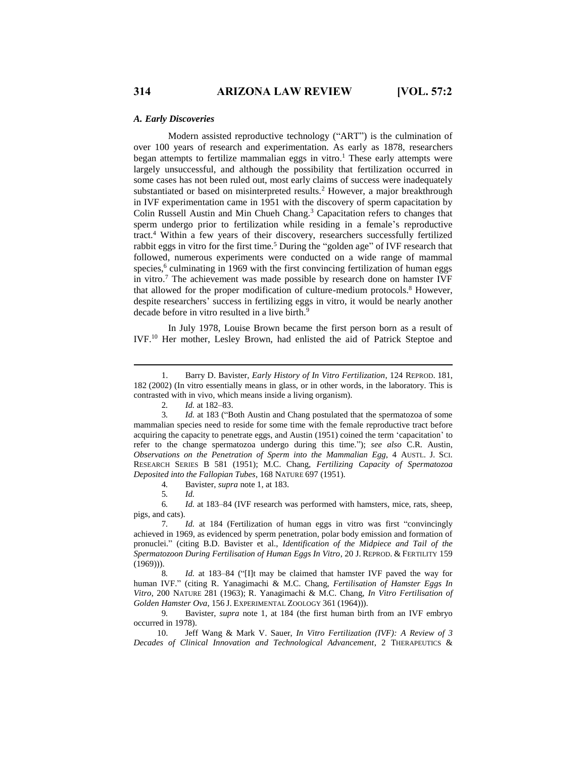### *A. Early Discoveries*

Modern assisted reproductive technology ("ART") is the culmination of over 100 years of research and experimentation. As early as 1878, researchers began attempts to fertilize mammalian eggs in vitro.[1] These early attempts were largely unsuccessful, and although the possibility that fertilization occurred in some cases has not been ruled out, most early claims of success were inadequately substantiated or based on misinterpreted results.[2] However, a major breakthrough in IVF experimentation came in 1951 with the discovery of sperm capacitation by Colin Russell Austin and Min Chueh Chang.[3] Capacitation refers to changes that sperm undergo prior to fertilization while residing in a female's reproductive tract.[4] Within a few years of their discovery, researchers successfully fertilized rabbit eggs in vitro for the first time.[5] During the "golden age" of IVF research that followed, numerous experiments were conducted on a wide range of mammal species,[6] culminating in 1969 with the first convincing fertilization of human eggs in vitro.[7] The achievement was made possible by research done on hamster IVF that allowed for the proper modification of culture-medium protocols.[8] However, despite researchers' success in fertilizing eggs in vitro, it would be nearly another decade before in vitro resulted in a live birth.[9]

In July 1978, Louise Brown became the first person born as a result of IVF.[10] Her mother, Lesley Brown, had enlisted the aid of Patrick Steptoe and

---

1. Barry D. Bavister, *Early History of In Vitro Fertilization*, 124 REPROD. 181, 182 (2002) (In vitro essentially means in glass, or in other words, in the laboratory. This is contrasted with in vivo, which means inside a living organism).

2. *Id.* at 182–83.

3. *Id.* at 183 ("Both Austin and Chang postulated that the spermatozoa of some mammalian species need to reside for some time with the female reproductive tract before acquiring the capacity to penetrate eggs, and Austin (1951) coined the term 'capacitation' to refer to the change spermatozoa undergo during this time."); *see also* C.R. Austin, *Observations on the Penetration of Sperm into the Mammalian Egg*, 4 AUSTL. J. SCI. RESEARCH SERIES B 581 (1951); M.C. Chang, *Fertilizing Capacity of Spermatozoa Deposited into the Fallopian Tubes*, 168 NATURE 697 (1951).

4. Bavister, *supra* note 1, at 183.

5. *Id.*

6. *Id.* at 183–84 (IVF research was performed with hamsters, mice, rats, sheep, pigs, and cats).

7. *Id.* at 184 (Fertilization of human eggs in vitro was first "convincingly achieved in 1969, as evidenced by sperm penetration, polar body emission and formation of pronuclei." (citing B.D. Bavister et al., *Identification of the Midpiece and Tail of the Spermatozoon During Fertilisation of Human Eggs In Vitro*, 20 J. REPROD. & FERTILITY 159 (1969))).

8. *Id.* at 183–84 ("[I]t may be claimed that hamster IVF paved the way for human IVF." (citing R. Yanagimachi & M.C. Chang, *Fertilisation of Hamster Eggs In Vitro*, 200 NATURE 281 (1963); R. Yanagimachi & M.C. Chang, *In Vitro Fertilisation of Golden Hamster Ova*, 156 J. EXPERIMENTAL ZOOLOGY 361 (1964))).

9. Bavister, *supra* note 1, at 184 (the first human birth from an IVF embryo occurred in 1978).

10. Jeff Wang & Mark V. Sauer, *In Vitro Fertilization (IVF): A Review of 3 Decades of Clinical Innovation and Technological Advancement*, 2 THERAPEUTICS &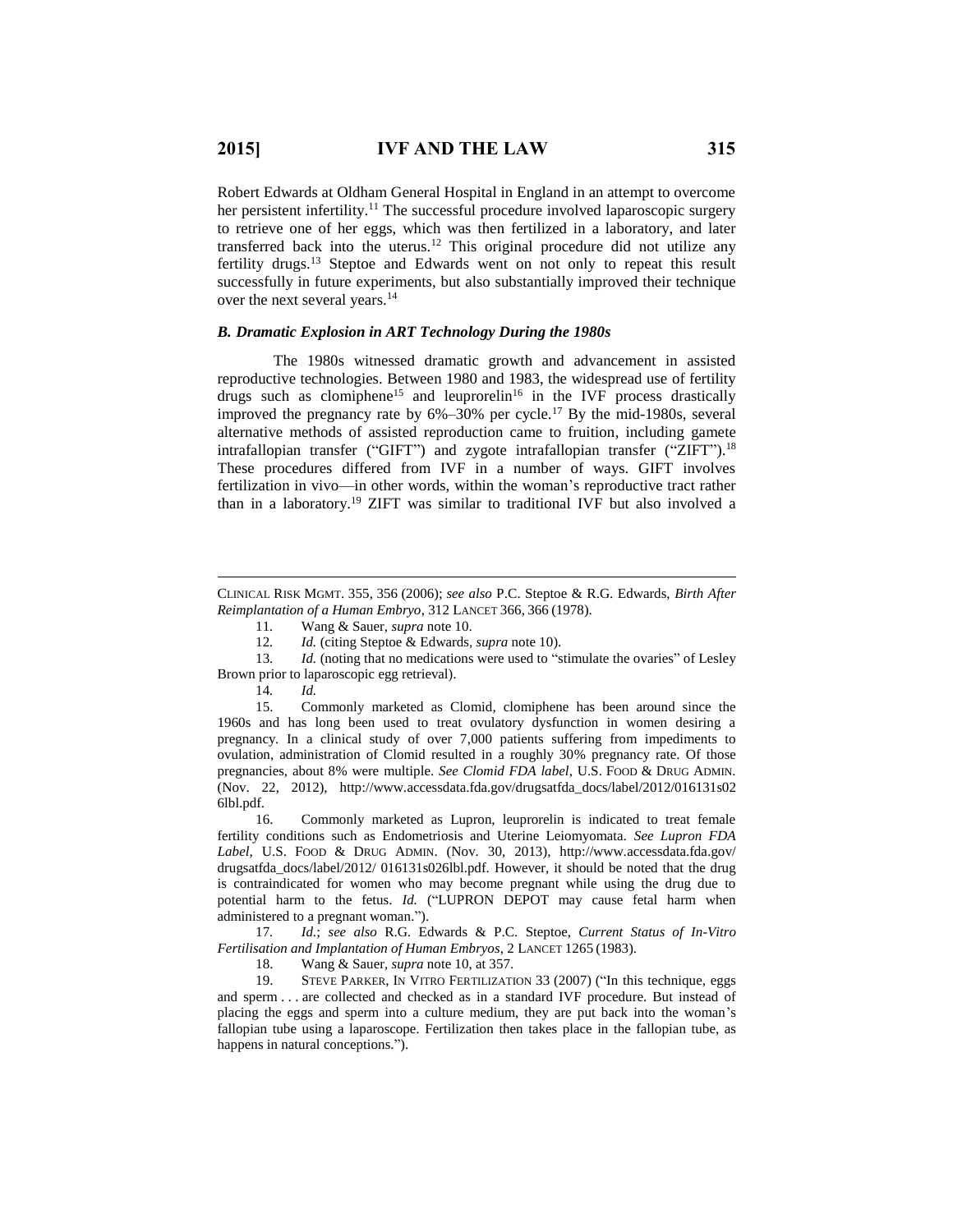Robert Edwards at Oldham General Hospital in England in an attempt to overcome her persistent infertility.[11] The successful procedure involved laparoscopic surgery to retrieve one of her eggs, which was then fertilized in a laboratory, and later transferred back into the uterus.[12] This original procedure did not utilize any fertility drugs.[13] Steptoe and Edwards went on not only to repeat this result successfully in future experiments, but also substantially improved their technique over the next several years.[14]

### *B. Dramatic Explosion in ART Technology During the 1980s*

The 1980s witnessed dramatic growth and advancement in assisted reproductive technologies. Between 1980 and 1983, the widespread use of fertility drugs such as clomiphene[15] and leuprorelin[16] in the IVF process drastically improved the pregnancy rate by 6%–30% per cycle.[17] By the mid-1980s, several alternative methods of assisted reproduction came to fruition, including gamete intrafallopian transfer ("GIFT") and zygote intrafallopian transfer ("ZIFT").[18] These procedures differed from IVF in a number of ways. GIFT involves fertilization in vivo—in other words, within the woman's reproductive tract rather than in a laboratory.[19] ZIFT was similar to traditional IVF but also involved a

---

CLINICAL RISK MGMT. 355, 356 (2006); *see also* P.C. Steptoe & R.G. Edwards, *Birth After Reimplantation of a Human Embryo*, 312 LANCET 366, 366 (1978).

11. Wang & Sauer, *supra* note 10.

12. *Id.* (citing Steptoe & Edwards, *supra* note 10).

13. *Id.* (noting that no medications were used to "stimulate the ovaries" of Lesley Brown prior to laparoscopic egg retrieval).

14. *Id.*

15. Commonly marketed as Clomid, clomiphene has been around since the 1960s and has long been used to treat ovulatory dysfunction in women desiring a pregnancy. In a clinical study of over 7,000 patients suffering from impediments to ovulation, administration of Clomid resulted in a roughly 30% pregnancy rate. Of those pregnancies, about 8% were multiple. *See Clomid FDA label*, U.S. FOOD & DRUG ADMIN. (Nov. 22, 2012), http://www.accessdata.fda.gov/drugsatfda_docs/label/2012/016131s026lbl.pdf.

16. Commonly marketed as Lupron, leuprorelin is indicated to treat female fertility conditions such as Endometriosis and Uterine Leiomyomata. *See Lupron FDA Label*, U.S. FOOD & DRUG ADMIN. (Nov. 30, 2013), http://www.accessdata.fda.gov/drugsatfda_docs/label/2012/ 016131s026lbl.pdf. However, it should be noted that the drug is contraindicated for women who may become pregnant while using the drug due to potential harm to the fetus. *Id.* ("LUPRON DEPOT may cause fetal harm when administered to a pregnant woman.").

17. *Id.*; *see also* R.G. Edwards & P.C. Steptoe, *Current Status of In-Vitro Fertilisation and Implantation of Human Embryos*, 2 LANCET 1265 (1983).

18. Wang & Sauer, *supra* note 10, at 357.

19. STEVE PARKER, IN VITRO FERTILIZATION 33 (2007) ("In this technique, eggs and sperm . . . are collected and checked as in a standard IVF procedure. But instead of placing the eggs and sperm into a culture medium, they are put back into the woman's fallopian tube using a laparoscope. Fertilization then takes place in the fallopian tube, as happens in natural conceptions.").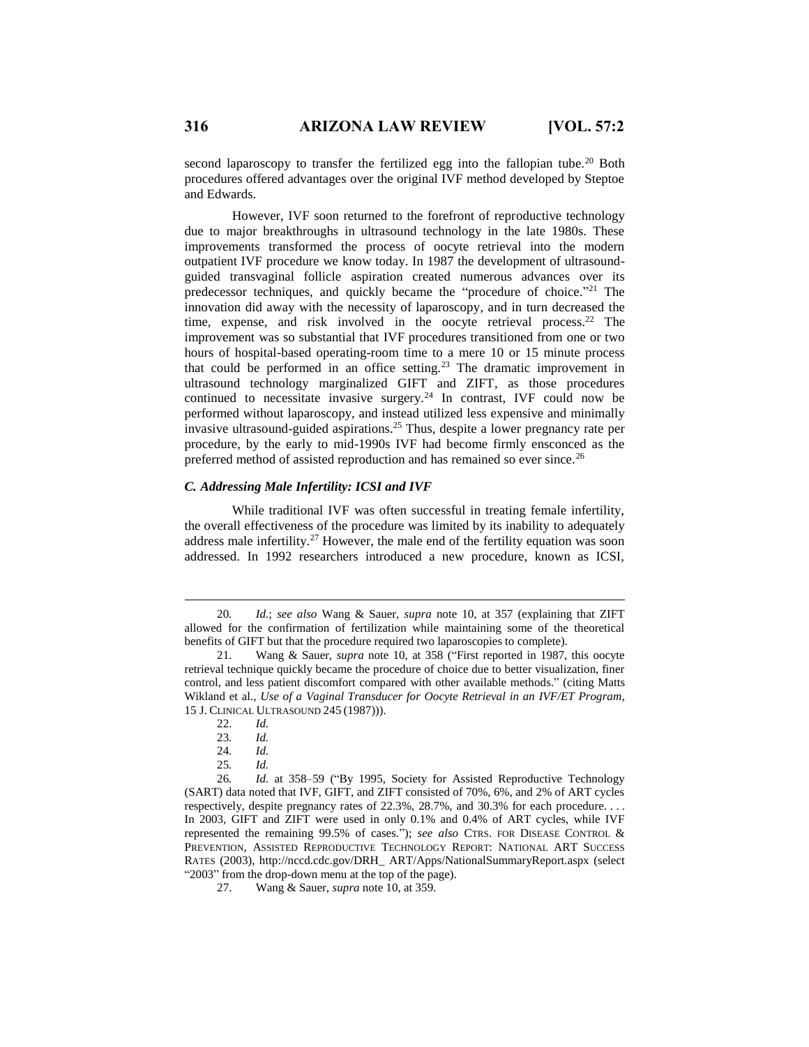second laparoscopy to transfer the fertilized egg into the fallopian tube.[20] Both procedures offered advantages over the original IVF method developed by Steptoe and Edwards.

However, IVF soon returned to the forefront of reproductive technology due to major breakthroughs in ultrasound technology in the late 1980s. These improvements transformed the process of oocyte retrieval into the modern outpatient IVF procedure we know today. In 1987 the development of ultrasound-guided transvaginal follicle aspiration created numerous advances over its predecessor techniques, and quickly became the "procedure of choice."[21] The innovation did away with the necessity of laparoscopy, and in turn decreased the time, expense, and risk involved in the oocyte retrieval process.[22] The improvement was so substantial that IVF procedures transitioned from one or two hours of hospital-based operating-room time to a mere 10 or 15 minute process that could be performed in an office setting.[23] The dramatic improvement in ultrasound technology marginalized GIFT and ZIFT, as those procedures continued to necessitate invasive surgery.[24] In contrast, IVF could now be performed without laparoscopy, and instead utilized less expensive and minimally invasive ultrasound-guided aspirations.[25] Thus, despite a lower pregnancy rate per procedure, by the early to mid-1990s IVF had become firmly ensconced as the preferred method of assisted reproduction and has remained so ever since.[26]

### *C. Addressing Male Infertility: ICSI and IVF*

While traditional IVF was often successful in treating female infertility, the overall effectiveness of the procedure was limited by its inability to adequately address male infertility.[27] However, the male end of the fertility equation was soon addressed. In 1992 researchers introduced a new procedure, known as ICSI,

---

20. *Id.*; *see also* Wang & Sauer, *supra* note 10, at 357 (explaining that ZIFT allowed for the confirmation of fertilization while maintaining some of the theoretical benefits of GIFT but that the procedure required two laparoscopies to complete).

21. Wang & Sauer, *supra* note 10, at 358 ("First reported in 1987, this oocyte retrieval technique quickly became the procedure of choice due to better visualization, finer control, and less patient discomfort compared with other available methods." (citing Matts Wikland et al., *Use of a Vaginal Transducer for Oocyte Retrieval in an IVF/ET Program*, 15 J. CLINICAL ULTRASOUND 245 (1987))).

22. *Id.*

23. *Id.*

24. *Id.*

25. *Id.*

26. *Id.* at 358–59 ("By 1995, Society for Assisted Reproductive Technology (SART) data noted that IVF, GIFT, and ZIFT consisted of 70%, 6%, and 2% of ART cycles respectively, despite pregnancy rates of 22.3%, 28.7%, and 30.3% for each procedure. . . . In 2003, GIFT and ZIFT were used in only 0.1% and 0.4% of ART cycles, while IVF represented the remaining 99.5% of cases."); *see also* CTRS. FOR DISEASE CONTROL & PREVENTION, ASSISTED REPRODUCTIVE TECHNOLOGY REPORT: NATIONAL ART SUCCESS RATES (2003), http://nccd.cdc.gov/DRH_ ART/Apps/NationalSummaryReport.aspx (select "2003" from the drop-down menu at the top of the page).

27. Wang & Sauer, *supra* note 10, at 359.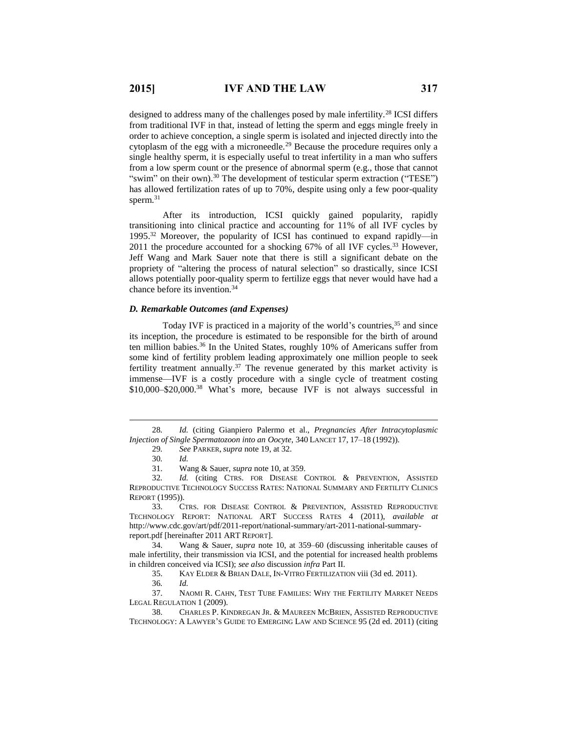designed to address many of the challenges posed by male infertility.[28] ICSI differs from traditional IVF in that, instead of letting the sperm and eggs mingle freely in order to achieve conception, a single sperm is isolated and injected directly into the cytoplasm of the egg with a microneedle.[29] Because the procedure requires only a single healthy sperm, it is especially useful to treat infertility in a man who suffers from a low sperm count or the presence of abnormal sperm (e.g., those that cannot "swim" on their own).[30] The development of testicular sperm extraction ("TESE") has allowed fertilization rates of up to 70%, despite using only a few poor-quality sperm.[31]

After its introduction, ICSI quickly gained popularity, rapidly transitioning into clinical practice and accounting for 11% of all IVF cycles by 1995.[32] Moreover, the popularity of ICSI has continued to expand rapidly—in 2011 the procedure accounted for a shocking 67% of all IVF cycles.[33] However, Jeff Wang and Mark Sauer note that there is still a significant debate on the propriety of "altering the process of natural selection" so drastically, since ICSI allows potentially poor-quality sperm to fertilize eggs that never would have had a chance before its invention.[34]

### *D. Remarkable Outcomes (and Expenses)*

Today IVF is practiced in a majority of the world's countries,[35] and since its inception, the procedure is estimated to be responsible for the birth of around ten million babies.[36] In the United States, roughly 10% of Americans suffer from some kind of fertility problem leading approximately one million people to seek fertility treatment annually.[37] The revenue generated by this market activity is immense—IVF is a costly procedure with a single cycle of treatment costing \$10,000–\$20,000.[38] What's more, because IVF is not always successful in

---

28. *Id.* (citing Gianpiero Palermo et al., *Pregnancies After Intracytoplasmic Injection of Single Spermatozoon into an Oocyte*, 340 LANCET 17, 17–18 (1992)).

29. *See* PARKER, *supra* note 19, at 32.

30. *Id.*

31. Wang & Sauer, *supra* note 10, at 359.

32. *Id.* (citing CTRS. FOR DISEASE CONTROL & PREVENTION, ASSISTED REPRODUCTIVE TECHNOLOGY SUCCESS RATES: NATIONAL SUMMARY AND FERTILITY CLINICS REPORT (1995)).

33. CTRS. FOR DISEASE CONTROL & PREVENTION, ASSISTED REPRODUCTIVE TECHNOLOGY REPORT: NATIONAL ART SUCCESS RATES 4 (2011), *available at* http://www.cdc.gov/art/pdf/2011-report/national-summary/art-2011-national-summary-report.pdf [hereinafter 2011 ART REPORT].

34. Wang & Sauer, *supra* note 10, at 359–60 (discussing inheritable causes of male infertility, their transmission via ICSI, and the potential for increased health problems in children conceived via ICSI); *see also* discussion *infra* Part II.

35. KAY ELDER & BRIAN DALE, IN-VITRO FERTILIZATION viii (3d ed. 2011).

36. *Id.*

37. NAOMI R. CAHN, TEST TUBE FAMILIES: WHY THE FERTILITY MARKET NEEDS LEGAL REGULATION 1 (2009).

38. CHARLES P. KINDREGAN JR. & MAUREEN MCBRIEN, ASSISTED REPRODUCTIVE TECHNOLOGY: A LAWYER'S GUIDE TO EMERGING LAW AND SCIENCE 95 (2d ed. 2011) (citing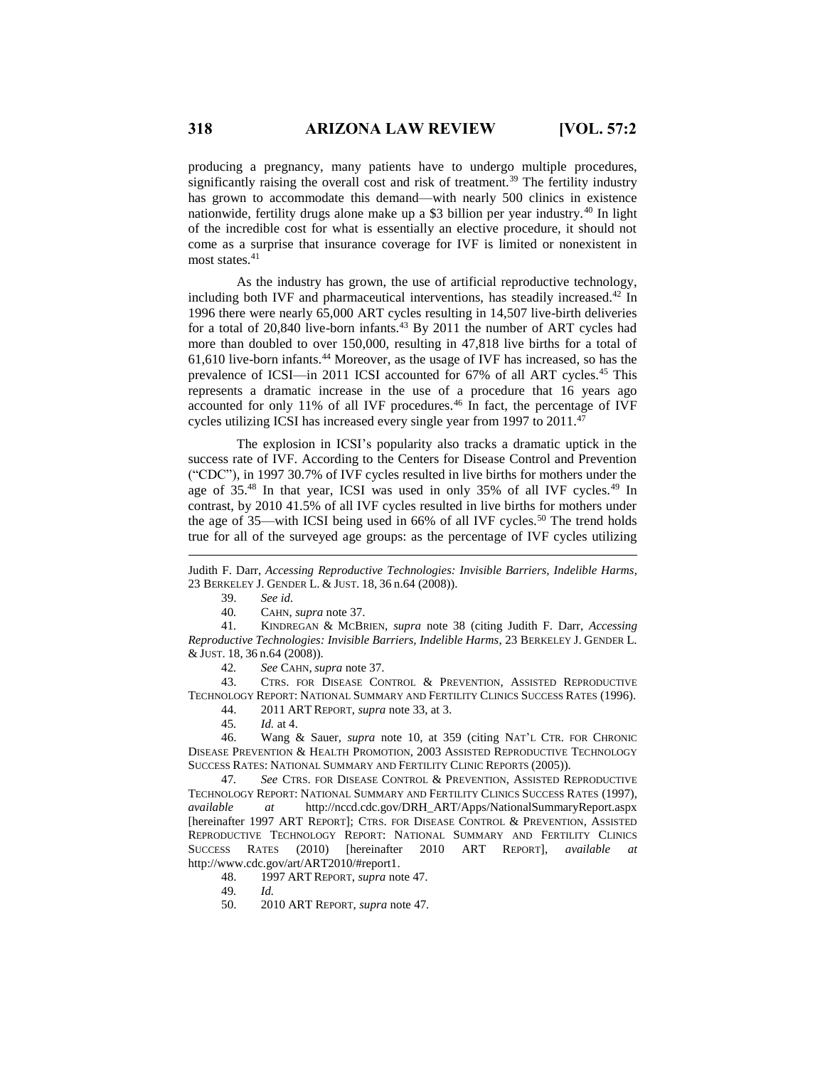producing a pregnancy, many patients have to undergo multiple procedures, significantly raising the overall cost and risk of treatment.[39] The fertility industry has grown to accommodate this demand—with nearly 500 clinics in existence nationwide, fertility drugs alone make up a $3 billion per year industry.[40] In light of the incredible cost for what is essentially an elective procedure, it should not come as a surprise that insurance coverage for IVF is limited or nonexistent in most states.[41]

As the industry has grown, the use of artificial reproductive technology, including both IVF and pharmaceutical interventions, has steadily increased.[42] In 1996 there were nearly 65,000 ART cycles resulting in 14,507 live-birth deliveries for a total of 20,840 live-born infants.[43] By 2011 the number of ART cycles had more than doubled to over 150,000, resulting in 47,818 live births for a total of 61,610 live-born infants.[44] Moreover, as the usage of IVF has increased, so has the prevalence of ICSI—in 2011 ICSI accounted for 67% of all ART cycles.[45] This represents a dramatic increase in the use of a procedure that 16 years ago accounted for only 11% of all IVF procedures.[46] In fact, the percentage of IVF cycles utilizing ICSI has increased every single year from 1997 to 2011.[47]

The explosion in ICSI's popularity also tracks a dramatic uptick in the success rate of IVF. According to the Centers for Disease Control and Prevention ("CDC"), in 1997 30.7% of IVF cycles resulted in live births for mothers under the age of 35.[48] In that year, ICSI was used in only 35% of all IVF cycles.[49] In contrast, by 2010 41.5% of all IVF cycles resulted in live births for mothers under the age of 35—with ICSI being used in 66% of all IVF cycles.[50] The trend holds true for all of the surveyed age groups: as the percentage of IVF cycles utilizing

---

Judith F. Darr, *Accessing Reproductive Technologies: Invisible Barriers, Indelible Harms*, 23 BERKELEY J. GENDER L. & JUST. 18, 36 n.64 (2008)).

39. *See id.*

40. CAHN, *supra* note 37.

41. KINDREGAN & MCBRIEN, *supra* note 38 (citing Judith F. Darr, *Accessing Reproductive Technologies: Invisible Barriers, Indelible Harms*, 23 BERKELEY J. GENDER L. & JUST. 18, 36 n.64 (2008)).

42. *See* CAHN, *supra* note 37.

43. CTRS. FOR DISEASE CONTROL & PREVENTION, ASSISTED REPRODUCTIVE TECHNOLOGY REPORT: NATIONAL SUMMARY AND FERTILITY CLINICS SUCCESS RATES (1996).

44. 2011 ART REPORT, *supra* note 33, at 3.

45. *Id.* at 4.

46. Wang & Sauer, *supra* note 10, at 359 (citing NAT'L CTR. FOR CHRONIC DISEASE PREVENTION & HEALTH PROMOTION, 2003 ASSISTED REPRODUCTIVE TECHNOLOGY SUCCESS RATES: NATIONAL SUMMARY AND FERTILITY CLINIC REPORTS (2005)).

47. *See* CTRS. FOR DISEASE CONTROL & PREVENTION, ASSISTED REPRODUCTIVE TECHNOLOGY REPORT: NATIONAL SUMMARY AND FERTILITY CLINICS SUCCESS RATES (1997), *available at* http://nccd.cdc.gov/DRH_ART/Apps/NationalSummaryReport.aspx [hereinafter 1997 ART REPORT]; CTRS. FOR DISEASE CONTROL & PREVENTION, ASSISTED REPRODUCTIVE TECHNOLOGY REPORT: NATIONAL SUMMARY AND FERTILITY CLINICS SUCCESS RATES (2010) [hereinafter 2010 ART REPORT], *available at* http://www.cdc.gov/art/ART2010/#report1.

48. 1997 ART REPORT, *supra* note 47.

49. *Id.*

50. 2010 ART REPORT, *supra* note 47.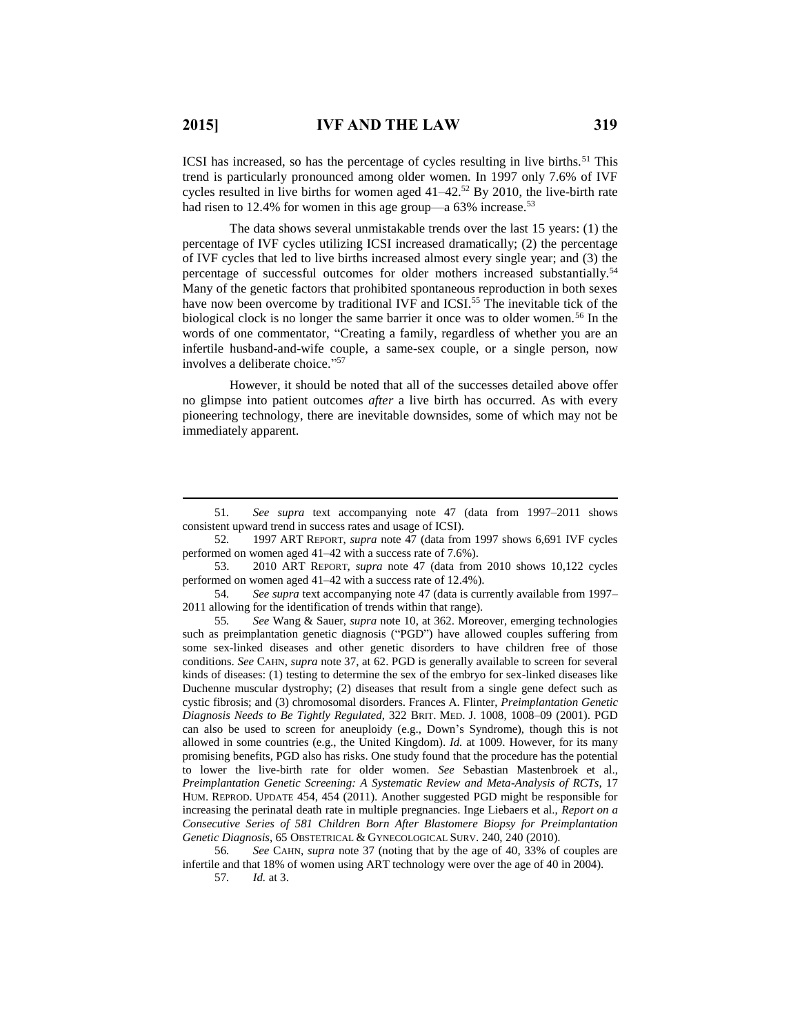ICSI has increased, so has the percentage of cycles resulting in live births.[51] This trend is particularly pronounced among older women. In 1997 only 7.6% of IVF cycles resulted in live births for women aged 41–42.[52] By 2010, the live-birth rate had risen to 12.4% for women in this age group—a 63% increase.[53]

The data shows several unmistakable trends over the last 15 years: (1) the percentage of IVF cycles utilizing ICSI increased dramatically; (2) the percentage of IVF cycles that led to live births increased almost every single year; and (3) the percentage of successful outcomes for older mothers increased substantially.[54] Many of the genetic factors that prohibited spontaneous reproduction in both sexes have now been overcome by traditional IVF and ICSI.[55] The inevitable tick of the biological clock is no longer the same barrier it once was to older women.[56] In the words of one commentator, "Creating a family, regardless of whether you are an infertile husband-and-wife couple, a same-sex couple, or a single person, now involves a deliberate choice."[57]

However, it should be noted that all of the successes detailed above offer no glimpse into patient outcomes *after* a live birth has occurred. As with every pioneering technology, there are inevitable downsides, some of which may not be immediately apparent.

---

51. *See supra* text accompanying note 47 (data from 1997–2011 shows consistent upward trend in success rates and usage of ICSI).

52. 1997 ART REPORT, *supra* note 47 (data from 1997 shows 6,691 IVF cycles performed on women aged 41–42 with a success rate of 7.6%).

53. 2010 ART REPORT, *supra* note 47 (data from 2010 shows 10,122 cycles performed on women aged 41–42 with a success rate of 12.4%).

54. *See supra* text accompanying note 47 (data is currently available from 1997–2011 allowing for the identification of trends within that range).

55. *See* Wang & Sauer, *supra* note 10, at 362. Moreover, emerging technologies such as preimplantation genetic diagnosis ("PGD") have allowed couples suffering from some sex-linked diseases and other genetic disorders to have children free of those conditions. *See* CAHN, *supra* note 37, at 62. PGD is generally available to screen for several kinds of diseases: (1) testing to determine the sex of the embryo for sex-linked diseases like Duchenne muscular dystrophy; (2) diseases that result from a single gene defect such as cystic fibrosis; and (3) chromosomal disorders. Frances A. Flinter, *Preimplantation Genetic Diagnosis Needs to Be Tightly Regulated*, 322 BRIT. MED. J. 1008, 1008–09 (2001). PGD can also be used to screen for aneuploidy (e.g., Down's Syndrome), though this is not allowed in some countries (e.g., the United Kingdom). *Id.* at 1009. However, for its many promising benefits, PGD also has risks. One study found that the procedure has the potential to lower the live-birth rate for older women. *See* Sebastian Mastenbroek et al., *Preimplantation Genetic Screening: A Systematic Review and Meta-Analysis of RCTs*, 17 HUM. REPROD. UPDATE 454, 454 (2011). Another suggested PGD might be responsible for increasing the perinatal death rate in multiple pregnancies. Inge Liebaers et al., *Report on a Consecutive Series of 581 Children Born After Blastomere Biopsy for Preimplantation Genetic Diagnosis*, 65 OBSTETRICAL & GYNECOLOGICAL SURV. 240, 240 (2010).

56. *See* CAHN, *supra* note 37 (noting that by the age of 40, 33% of couples are infertile and that 18% of women using ART technology were over the age of 40 in 2004).

57. *Id.* at 3.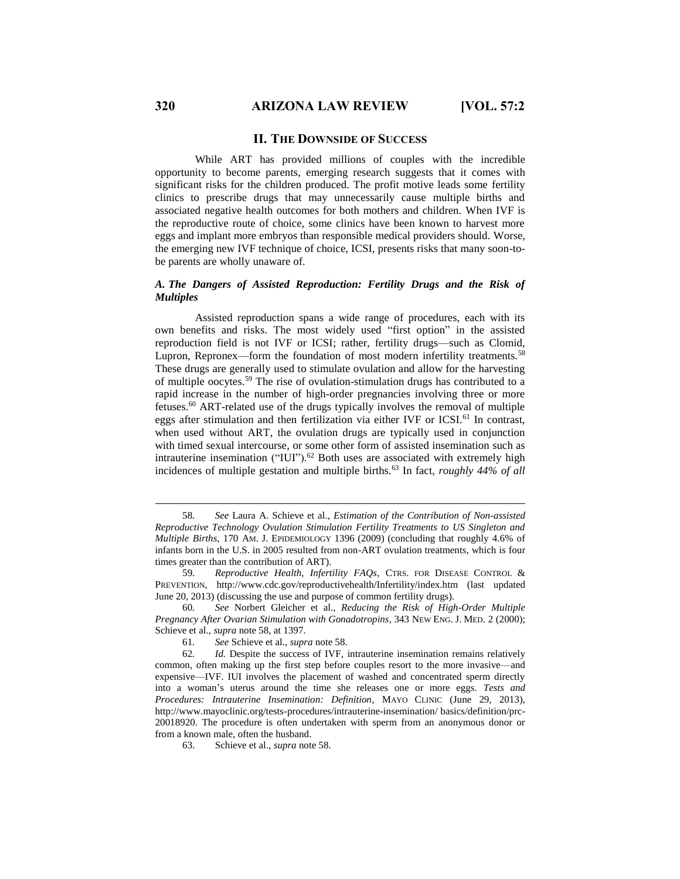## II. THE DOWNSIDE OF SUCCESS

While ART has provided millions of couples with the incredible opportunity to become parents, emerging research suggests that it comes with significant risks for the children produced. The profit motive leads some fertility clinics to prescribe drugs that may unnecessarily cause multiple births and associated negative health outcomes for both mothers and children. When IVF is the reproductive route of choice, some clinics have been known to harvest more eggs and implant more embryos than responsible medical providers should. Worse, the emerging new IVF technique of choice, ICSI, presents risks that many soon-to-be parents are wholly unaware of.

### *A. The Dangers of Assisted Reproduction: Fertility Drugs and the Risk of Multiples*

Assisted reproduction spans a wide range of procedures, each with its own benefits and risks. The most widely used "first option" in the assisted reproduction field is not IVF or ICSI; rather, fertility drugs—such as Clomid, Lupron, Repronex—form the foundation of most modern infertility treatments.[58] These drugs are generally used to stimulate ovulation and allow for the harvesting of multiple oocytes.[59] The rise of ovulation-stimulation drugs has contributed to a rapid increase in the number of high-order pregnancies involving three or more fetuses.[60] ART-related use of the drugs typically involves the removal of multiple eggs after stimulation and then fertilization via either IVF or ICSI.[61] In contrast, when used without ART, the ovulation drugs are typically used in conjunction with timed sexual intercourse, or some other form of assisted insemination such as intrauterine insemination ("IUI").[62] Both uses are associated with extremely high incidences of multiple gestation and multiple births.[63] In fact, *roughly 44% of all*

---

58. *See* Laura A. Schieve et al., *Estimation of the Contribution of Non-assisted Reproductive Technology Ovulation Stimulation Fertility Treatments to US Singleton and Multiple Births*, 170 AM. J. EPIDEMIOLOGY 1396 (2009) (concluding that roughly 4.6% of infants born in the U.S. in 2005 resulted from non-ART ovulation treatments, which is four times greater than the contribution of ART).

59. *Reproductive Health, Infertility FAQs*, CTRS. FOR DISEASE CONTROL & PREVENTION, http://www.cdc.gov/reproductivehealth/Infertility/index.htm (last updated June 20, 2013) (discussing the use and purpose of common fertility drugs).

60. *See* Norbert Gleicher et al., *Reducing the Risk of High-Order Multiple Pregnancy After Ovarian Stimulation with Gonadotropins*, 343 NEW ENG. J. MED. 2 (2000); Schieve et al., *supra* note 58, at 1397.

61. *See* Schieve et al., *supra* note 58.

62. *Id.* Despite the success of IVF, intrauterine insemination remains relatively common, often making up the first step before couples resort to the more invasive—and expensive—IVF. IUI involves the placement of washed and concentrated sperm directly into a woman's uterus around the time she releases one or more eggs. *Tests and Procedures: Intrauterine Insemination: Definition*, MAYO CLINIC (June 29, 2013), http://www.mayoclinic.org/tests-procedures/intrauterine-insemination/ basics/definition/prc-20018920. The procedure is often undertaken with sperm from an anonymous donor or from a known male, often the husband.

63. Schieve et al., *supra* note 58.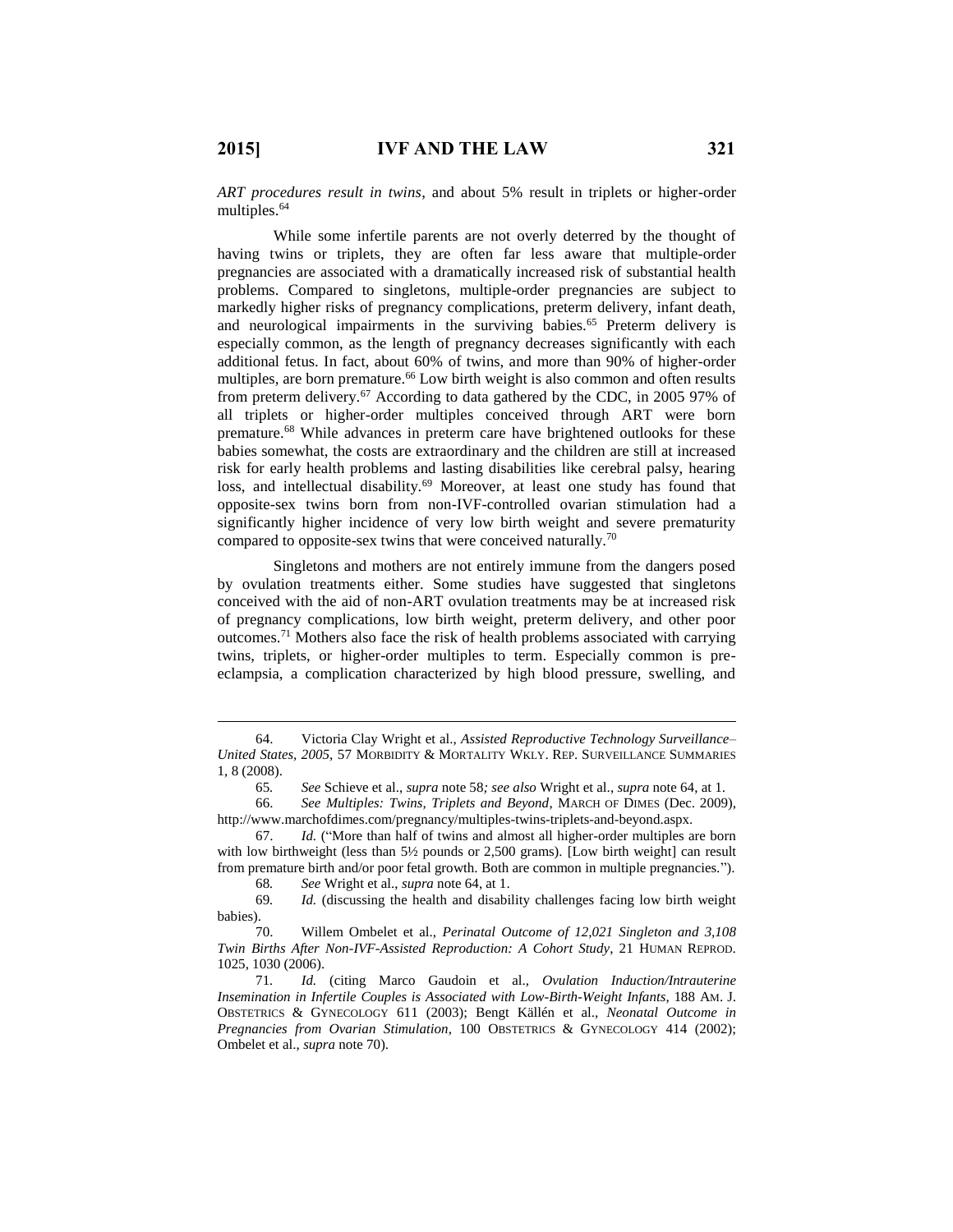*ART procedures result in twins*, and about 5% result in triplets or higher-order multiples.[64]

While some infertile parents are not overly deterred by the thought of having twins or triplets, they are often far less aware that multiple-order pregnancies are associated with a dramatically increased risk of substantial health problems. Compared to singletons, multiple-order pregnancies are subject to markedly higher risks of pregnancy complications, preterm delivery, infant death, and neurological impairments in the surviving babies.[65] Preterm delivery is especially common, as the length of pregnancy decreases significantly with each additional fetus. In fact, about 60% of twins, and more than 90% of higher-order multiples, are born premature.[66] Low birth weight is also common and often results from preterm delivery.[67] According to data gathered by the CDC, in 2005 97% of all triplets or higher-order multiples conceived through ART were born premature.[68] While advances in preterm care have brightened outlooks for these babies somewhat, the costs are extraordinary and the children are still at increased risk for early health problems and lasting disabilities like cerebral palsy, hearing loss, and intellectual disability.[69] Moreover, at least one study has found that opposite-sex twins born from non-IVF-controlled ovarian stimulation had a significantly higher incidence of very low birth weight and severe prematurity compared to opposite-sex twins that were conceived naturally.[70]

Singletons and mothers are not entirely immune from the dangers posed by ovulation treatments either. Some studies have suggested that singletons conceived with the aid of non-ART ovulation treatments may be at increased risk of pregnancy complications, low birth weight, preterm delivery, and other poor outcomes.[71] Mothers also face the risk of health problems associated with carrying twins, triplets, or higher-order multiples to term. Especially common is pre-eclampsia, a complication characterized by high blood pressure, swelling, and

---

64. Victoria Clay Wright et al., *Assisted Reproductive Technology Surveillance–United States, 2005*, 57 MORBIDITY & MORTALITY WKLY. REP. SURVEILLANCE SUMMARIES 1, 8 (2008).

65. *See* Schieve et al., *supra* note 58*; see also* Wright et al., *supra* note 64, at 1.

66. *See Multiples: Twins, Triplets and Beyond*, MARCH OF DIMES (Dec. 2009), http://www.marchofdimes.com/pregnancy/multiples-twins-triplets-and-beyond.aspx.

67. *Id.* ("More than half of twins and almost all higher-order multiples are born with low birthweight (less than 5½ pounds or 2,500 grams). [Low birth weight] can result from premature birth and/or poor fetal growth. Both are common in multiple pregnancies.").

68. *See* Wright et al., *supra* note 64, at 1.

69. *Id.* (discussing the health and disability challenges facing low birth weight babies).

70. Willem Ombelet et al., *Perinatal Outcome of 12,021 Singleton and 3,108 Twin Births After Non-IVF-Assisted Reproduction: A Cohort Study*, 21 HUMAN REPROD. 1025, 1030 (2006).

71. *Id.* (citing Marco Gaudoin et al., *Ovulation Induction/Intrauterine Insemination in Infertile Couples is Associated with Low-Birth-Weight Infants*, 188 AM. J. OBSTETRICS & GYNECOLOGY 611 (2003); Bengt Källén et al., *Neonatal Outcome in Pregnancies from Ovarian Stimulation*, 100 OBSTETRICS & GYNECOLOGY 414 (2002); Ombelet et al., *supra* note 70).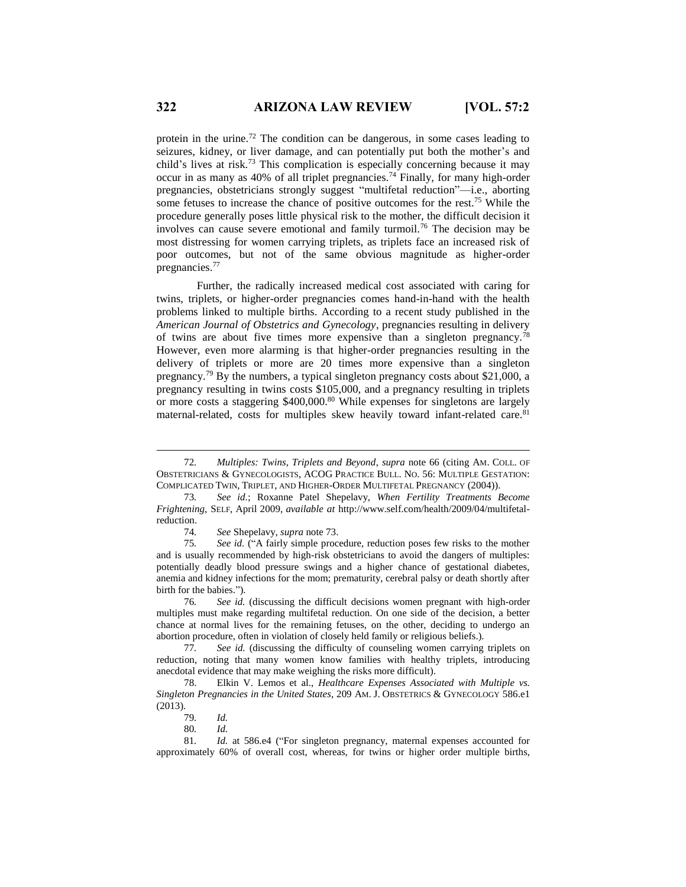protein in the urine.[72] The condition can be dangerous, in some cases leading to seizures, kidney, or liver damage, and can potentially put both the mother's and child's lives at risk.[73] This complication is especially concerning because it may occur in as many as 40% of all triplet pregnancies.[74] Finally, for many high-order pregnancies, obstetricians strongly suggest "multifetal reduction"—i.e., aborting some fetuses to increase the chance of positive outcomes for the rest.[75] While the procedure generally poses little physical risk to the mother, the difficult decision it involves can cause severe emotional and family turmoil.[76] The decision may be most distressing for women carrying triplets, as triplets face an increased risk of poor outcomes, but not of the same obvious magnitude as higher-order pregnancies.[77]

Further, the radically increased medical cost associated with caring for twins, triplets, or higher-order pregnancies comes hand-in-hand with the health problems linked to multiple births. According to a recent study published in the *American Journal of Obstetrics and Gynecology*, pregnancies resulting in delivery of twins are about five times more expensive than a singleton pregnancy.[78] However, even more alarming is that higher-order pregnancies resulting in the delivery of triplets or more are 20 times more expensive than a singleton pregnancy.[79] By the numbers, a typical singleton pregnancy costs about $21,000, a pregnancy resulting in twins costs $105,000, and a pregnancy resulting in triplets or more costs a staggering $400,000.[80] While expenses for singletons are largely maternal-related, costs for multiples skew heavily toward infant-related care.[81]

---

72. *Multiples: Twins, Triplets and Beyond*, *supra* note 66 (citing AM. COLL. OF OBSTETRICIANS & GYNECOLOGISTS, ACOG PRACTICE BULL. NO. 56: MULTIPLE GESTATION: COMPLICATED TWIN, TRIPLET, AND HIGHER-ORDER MULTIFETAL PREGNANCY (2004)).

73. *See id.*; Roxanne Patel Shepelavy, *When Fertility Treatments Become Frightening*, SELF, April 2009, *available at* http://www.self.com/health/2009/04/multifetal-reduction.

74. *See* Shepelavy, *supra* note 73.

75. *See id.* ("A fairly simple procedure, reduction poses few risks to the mother and is usually recommended by high-risk obstetricians to avoid the dangers of multiples: potentially deadly blood pressure swings and a higher chance of gestational diabetes, anemia and kidney infections for the mom; prematurity, cerebral palsy or death shortly after birth for the babies.").

76. *See id.* (discussing the difficult decisions women pregnant with high-order multiples must make regarding multifetal reduction. On one side of the decision, a better chance at normal lives for the remaining fetuses, on the other, deciding to undergo an abortion procedure, often in violation of closely held family or religious beliefs.).

77. *See id.* (discussing the difficulty of counseling women carrying triplets on reduction, noting that many women know families with healthy triplets, introducing anecdotal evidence that may make weighing the risks more difficult).

78. Elkin V. Lemos et al., *Healthcare Expenses Associated with Multiple vs. Singleton Pregnancies in the United States*, 209 AM. J. OBSTETRICS & GYNECOLOGY 586.e1 (2013).

79. *Id.*

80. *Id.*

81. *Id.* at 586.e4 ("For singleton pregnancy, maternal expenses accounted for approximately 60% of overall cost, whereas, for twins or higher order multiple births,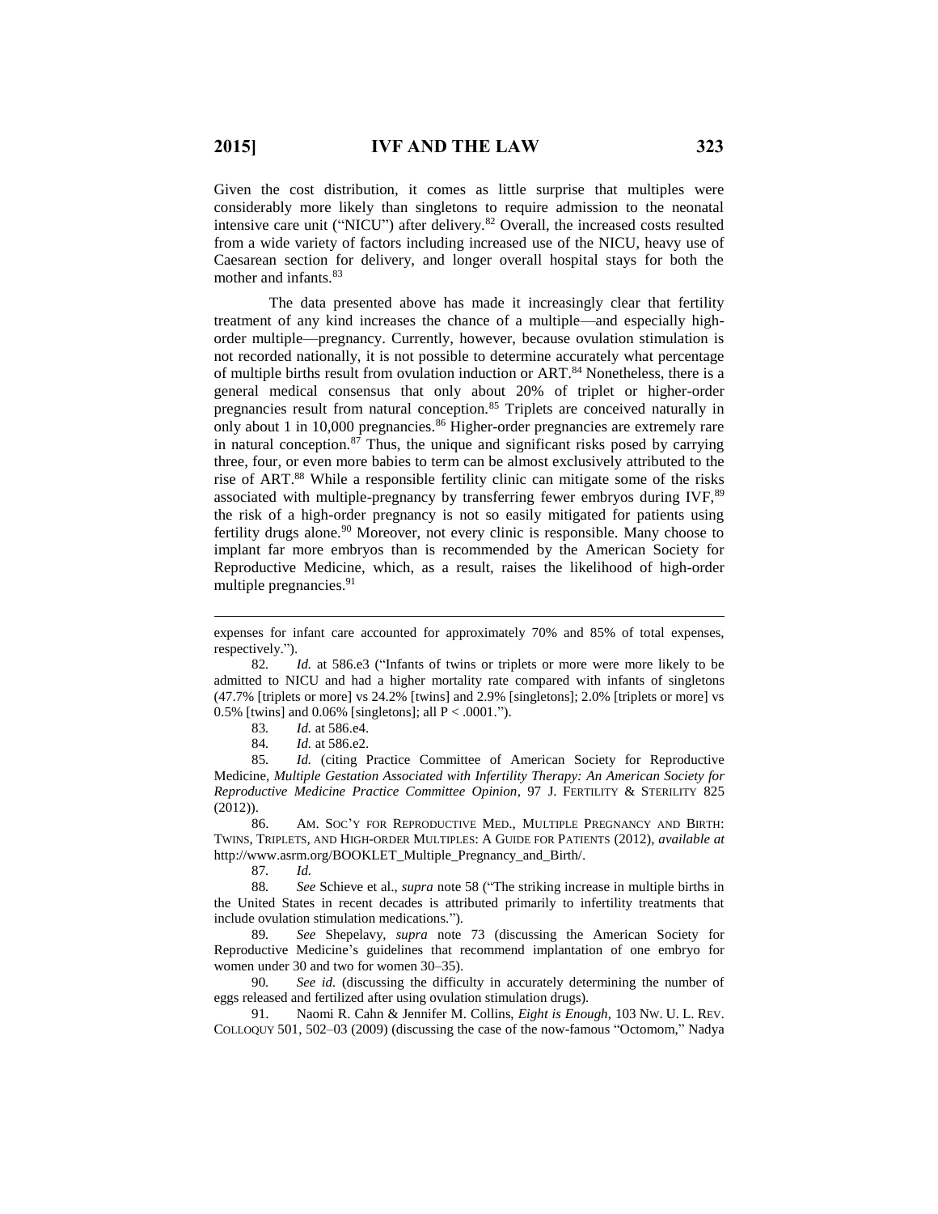Given the cost distribution, it comes as little surprise that multiples were considerably more likely than singletons to require admission to the neonatal intensive care unit ("NICU") after delivery.[82] Overall, the increased costs resulted from a wide variety of factors including increased use of the NICU, heavy use of Caesarean section for delivery, and longer overall hospital stays for both the mother and infants.[83]

The data presented above has made it increasingly clear that fertility treatment of any kind increases the chance of a multiple—and especially high-order multiple—pregnancy. Currently, however, because ovulation stimulation is not recorded nationally, it is not possible to determine accurately what percentage of multiple births result from ovulation induction or ART.[84] Nonetheless, there is a general medical consensus that only about 20% of triplet or higher-order pregnancies result from natural conception.[85] Triplets are conceived naturally in only about 1 in 10,000 pregnancies.[86] Higher-order pregnancies are extremely rare in natural conception.[87] Thus, the unique and significant risks posed by carrying three, four, or even more babies to term can be almost exclusively attributed to the rise of ART.[88] While a responsible fertility clinic can mitigate some of the risks associated with multiple-pregnancy by transferring fewer embryos during IVF,[89] the risk of a high-order pregnancy is not so easily mitigated for patients using fertility drugs alone.[90] Moreover, not every clinic is responsible. Many choose to implant far more embryos than is recommended by the American Society for Reproductive Medicine, which, as a result, raises the likelihood of high-order multiple pregnancies.[91]

---

expenses for infant care accounted for approximately 70% and 85% of total expenses, respectively.").

82. *Id.* at 586.e3 ("Infants of twins or triplets or more were more likely to be admitted to NICU and had a higher mortality rate compared with infants of singletons (47.7% [triplets or more] vs 24.2% [twins] and 2.9% [singletons]; 2.0% [triplets or more] vs 0.5% [twins] and 0.06% [singletons]; all $P < .0001$.").

83. *Id.* at 586.e4.

84. *Id.* at 586.e2.

85. *Id.* (citing Practice Committee of American Society for Reproductive Medicine, *Multiple Gestation Associated with Infertility Therapy: An American Society for Reproductive Medicine Practice Committee Opinion*, 97 J. FERTILITY & STERILITY 825 (2012)).

86. AM. SOC'Y FOR REPRODUCTIVE MED., MULTIPLE PREGNANCY AND BIRTH: TWINS, TRIPLETS, AND HIGH-ORDER MULTIPLES: A GUIDE FOR PATIENTS (2012), *available at* http://www.asrm.org/BOOKLET_Multiple_Pregnancy_and_Birth/.

87. *Id.*

88. *See* Schieve et al., *supra* note 58 ("The striking increase in multiple births in the United States in recent decades is attributed primarily to infertility treatments that include ovulation stimulation medications.").

89. *See* Shepelavy, *supra* note 73 (discussing the American Society for Reproductive Medicine's guidelines that recommend implantation of one embryo for women under 30 and two for women 30–35).

90. *See id.* (discussing the difficulty in accurately determining the number of eggs released and fertilized after using ovulation stimulation drugs).

91. Naomi R. Cahn & Jennifer M. Collins, *Eight is Enough*, 103 NW. U. L. REV. COLLOQUY 501, 502–03 (2009) (discussing the case of the now-famous "Octomom," Nadya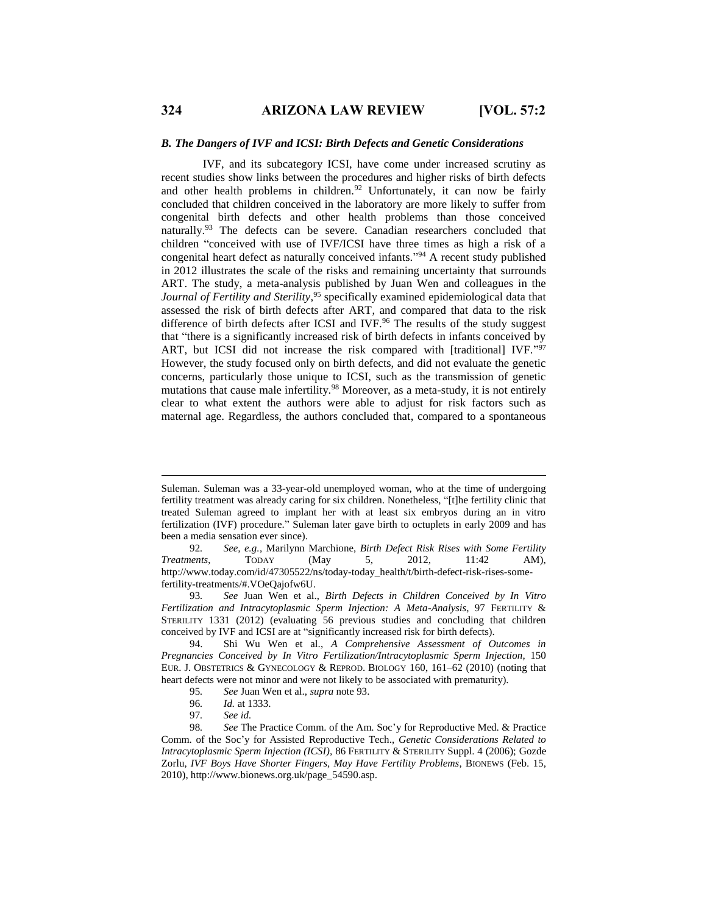### *B. The Dangers of IVF and ICSI: Birth Defects and Genetic Considerations*

IVF, and its subcategory ICSI, have come under increased scrutiny as recent studies show links between the procedures and higher risks of birth defects and other health problems in children.[92] Unfortunately, it can now be fairly concluded that children conceived in the laboratory are more likely to suffer from congenital birth defects and other health problems than those conceived naturally.[93] The defects can be severe. Canadian researchers concluded that children "conceived with use of IVF/ICSI have three times as high a risk of a congenital heart defect as naturally conceived infants."[94] A recent study published in 2012 illustrates the scale of the risks and remaining uncertainty that surrounds ART. The study, a meta-analysis published by Juan Wen and colleagues in the *Journal of Fertility and Sterility*,[95] specifically examined epidemiological data that assessed the risk of birth defects after ART, and compared that data to the risk difference of birth defects after ICSI and IVF.[96] The results of the study suggest that "there is a significantly increased risk of birth defects in infants conceived by ART, but ICSI did not increase the risk compared with [traditional] IVF."[97] However, the study focused only on birth defects, and did not evaluate the genetic concerns, particularly those unique to ICSI, such as the transmission of genetic mutations that cause male infertility.[98] Moreover, as a meta-study, it is not entirely clear to what extent the authors were able to adjust for risk factors such as maternal age. Regardless, the authors concluded that, compared to a spontaneous

---

Suleman. Suleman was a 33-year-old unemployed woman, who at the time of undergoing fertility treatment was already caring for six children. Nonetheless, "[t]he fertility clinic that treated Suleman agreed to implant her with at least six embryos during an in vitro fertilization (IVF) procedure." Suleman later gave birth to octuplets in early 2009 and has been a media sensation ever since).

92. *See, e.g.*, Marilynn Marchione, *Birth Defect Risk Rises with Some Fertility Treatments*, TODAY (May 5, 2012, 11:42 AM), http://www.today.com/id/47305522/ns/today-today_health/t/birth-defect-risk-rises-some-fertility-treatments/#.VOeQajofw6U.

93. *See* Juan Wen et al., *Birth Defects in Children Conceived by In Vitro Fertilization and Intracytoplasmic Sperm Injection: A Meta-Analysis*, 97 FERTILITY & STERILITY 1331 (2012) (evaluating 56 previous studies and concluding that children conceived by IVF and ICSI are at "significantly increased risk for birth defects).

94. Shi Wu Wen et al., *A Comprehensive Assessment of Outcomes in Pregnancies Conceived by In Vitro Fertilization/Intracytoplasmic Sperm Injection*, 150 EUR. J. OBSTETRICS & GYNECOLOGY & REPROD. BIOLOGY 160, 161–62 (2010) (noting that heart defects were not minor and were not likely to be associated with prematurity).

95. *See* Juan Wen et al., *supra* note 93.

96. *Id.* at 1333.

97. *See id.*

98. *See* The Practice Comm. of the Am. Soc'y for Reproductive Med. & Practice Comm. of the Soc'y for Assisted Reproductive Tech., *Genetic Considerations Related to Intracytoplasmic Sperm Injection (ICSI)*, 86 FERTILITY & STERILITY Suppl. 4 (2006); Gozde Zorlu, *IVF Boys Have Shorter Fingers, May Have Fertility Problems*, BIONEWS (Feb. 15, 2010), http://www.bionews.org.uk/page_54590.asp.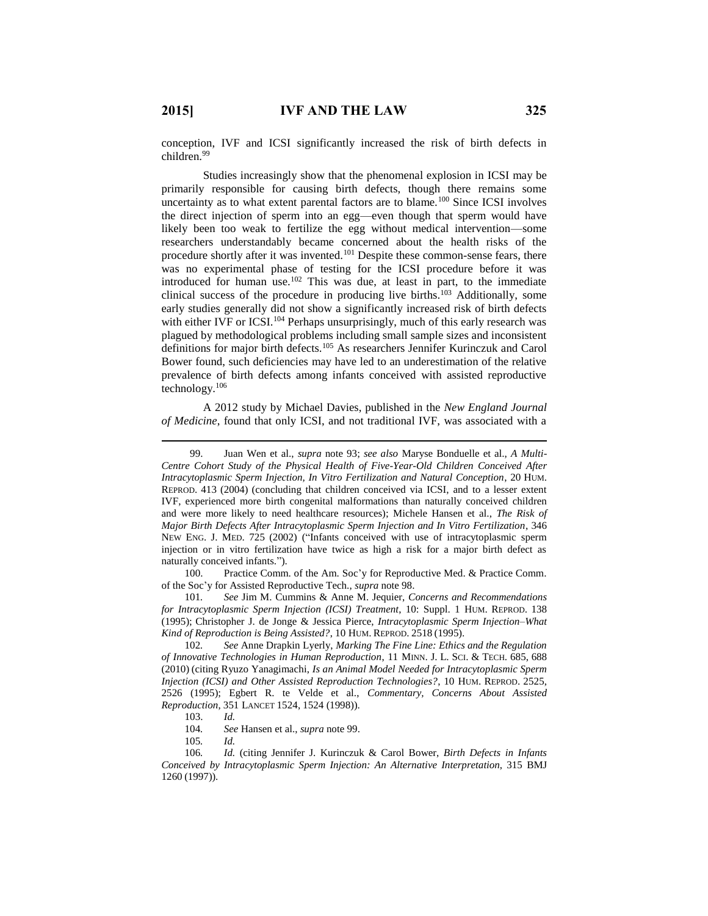conception, IVF and ICSI significantly increased the risk of birth defects in children.[99]

Studies increasingly show that the phenomenal explosion in ICSI may be primarily responsible for causing birth defects, though there remains some uncertainty as to what extent parental factors are to blame.[100] Since ICSI involves the direct injection of sperm into an egg—even though that sperm would have likely been too weak to fertilize the egg without medical intervention—some researchers understandably became concerned about the health risks of the procedure shortly after it was invented.[101] Despite these common-sense fears, there was no experimental phase of testing for the ICSI procedure before it was introduced for human use.[102] This was due, at least in part, to the immediate clinical success of the procedure in producing live births.[103] Additionally, some early studies generally did not show a significantly increased risk of birth defects with either IVF or ICSI.[104] Perhaps unsurprisingly, much of this early research was plagued by methodological problems including small sample sizes and inconsistent definitions for major birth defects.[105] As researchers Jennifer Kurinczuk and Carol Bower found, such deficiencies may have led to an underestimation of the relative prevalence of birth defects among infants conceived with assisted reproductive technology.[106]

A 2012 study by Michael Davies, published in the *New England Journal of Medicine*, found that only ICSI, and not traditional IVF, was associated with a

---

99. Juan Wen et al., *supra* note 93; *see also* Maryse Bonduelle et al., *A Multi-Centre Cohort Study of the Physical Health of Five-Year-Old Children Conceived After Intracytoplasmic Sperm Injection, In Vitro Fertilization and Natural Conception*, 20 HUM. REPROD. 413 (2004) (concluding that children conceived via ICSI, and to a lesser extent IVF, experienced more birth congenital malformations than naturally conceived children and were more likely to need healthcare resources); Michele Hansen et al., *The Risk of Major Birth Defects After Intracytoplasmic Sperm Injection and In Vitro Fertilization*, 346 NEW ENG. J. MED. 725 (2002) ("Infants conceived with use of intracytoplasmic sperm injection or in vitro fertilization have twice as high a risk for a major birth defect as naturally conceived infants.").

100. Practice Comm. of the Am. Soc'y for Reproductive Med. & Practice Comm. of the Soc'y for Assisted Reproductive Tech., *supra* note 98.

101. *See* Jim M. Cummins & Anne M. Jequier, *Concerns and Recommendations for Intracytoplasmic Sperm Injection (ICSI) Treatment*, 10: Suppl. 1 HUM. REPROD. 138 (1995); Christopher J. de Jonge & Jessica Pierce, *Intracytoplasmic Sperm Injection–What Kind of Reproduction is Being Assisted?*, 10 HUM. REPROD. 2518 (1995).

102. *See* Anne Drapkin Lyerly, *Marking The Fine Line: Ethics and the Regulation of Innovative Technologies in Human Reproduction*, 11 MINN. J. L. SCI. & TECH. 685, 688 (2010) (citing Ryuzo Yanagimachi, *Is an Animal Model Needed for Intracytoplasmic Sperm Injection (ICSI) and Other Assisted Reproduction Technologies?*, 10 HUM. REPROD. 2525, 2526 (1995); Egbert R. te Velde et al., *Commentary, Concerns About Assisted Reproduction*, 351 LANCET 1524, 1524 (1998)).

103. *Id.*

104. *See* Hansen et al., *supra* note 99.

105. *Id.*

106. *Id.* (citing Jennifer J. Kurinczuk & Carol Bower, *Birth Defects in Infants Conceived by Intracytoplasmic Sperm Injection: An Alternative Interpretation*, 315 BMJ 1260 (1997)).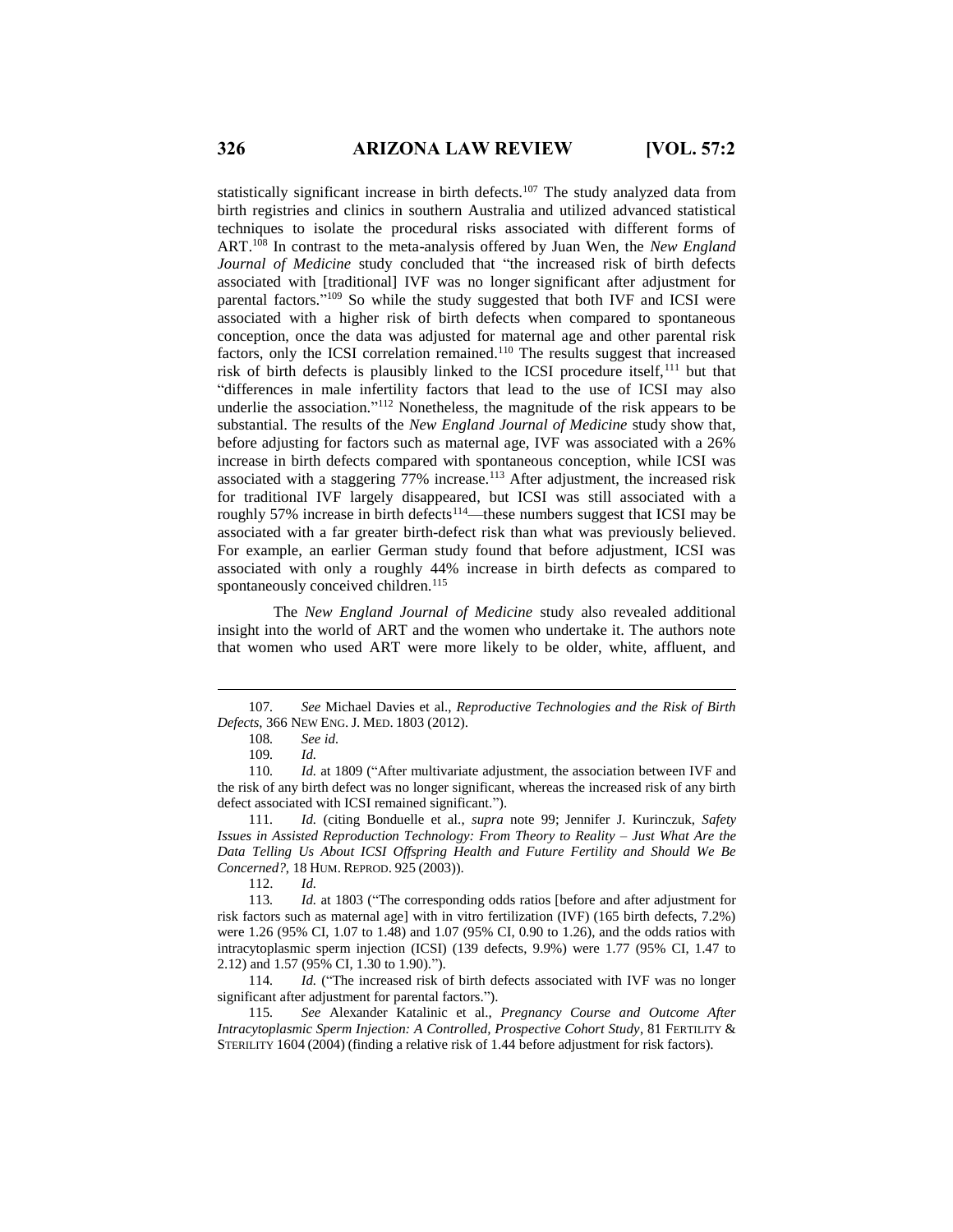statistically significant increase in birth defects.[107] The study analyzed data from birth registries and clinics in southern Australia and utilized advanced statistical techniques to isolate the procedural risks associated with different forms of ART.[108] In contrast to the meta-analysis offered by Juan Wen, the *New England Journal of Medicine* study concluded that "the increased risk of birth defects associated with [traditional] IVF was no longer significant after adjustment for parental factors."[109] So while the study suggested that both IVF and ICSI were associated with a higher risk of birth defects when compared to spontaneous conception, once the data was adjusted for maternal age and other parental risk factors, only the ICSI correlation remained.[110] The results suggest that increased risk of birth defects is plausibly linked to the ICSI procedure itself,[111] but that "differences in male infertility factors that lead to the use of ICSI may also underlie the association."[112] Nonetheless, the magnitude of the risk appears to be substantial. The results of the *New England Journal of Medicine* study show that, before adjusting for factors such as maternal age, IVF was associated with a 26% increase in birth defects compared with spontaneous conception, while ICSI was associated with a staggering 77% increase.[113] After adjustment, the increased risk for traditional IVF largely disappeared, but ICSI was still associated with a roughly 57% increase in birth defects[114]—these numbers suggest that ICSI may be associated with a far greater birth-defect risk than what was previously believed. For example, an earlier German study found that before adjustment, ICSI was associated with only a roughly 44% increase in birth defects as compared to spontaneously conceived children.[115]

The *New England Journal of Medicine* study also revealed additional insight into the world of ART and the women who undertake it. The authors note that women who used ART were more likely to be older, white, affluent, and

---

107. *See* Michael Davies et al., *Reproductive Technologies and the Risk of Birth Defects*, 366 NEW ENG. J. MED. 1803 (2012).

108. *See id.*

109. *Id.*

110. *Id.* at 1809 ("After multivariate adjustment, the association between IVF and the risk of any birth defect was no longer significant, whereas the increased risk of any birth defect associated with ICSI remained significant.").

111. *Id.* (citing Bonduelle et al., *supra* note 99; Jennifer J. Kurinczuk, *Safety Issues in Assisted Reproduction Technology: From Theory to Reality – Just What Are the Data Telling Us About ICSI Offspring Health and Future Fertility and Should We Be Concerned?*, 18 HUM. REPROD. 925 (2003)).

112. *Id.*

113. *Id.* at 1803 ("The corresponding odds ratios [before and after adjustment for risk factors such as maternal age] with in vitro fertilization (IVF) (165 birth defects, 7.2%) were 1.26 (95% CI, 1.07 to 1.48) and 1.07 (95% CI, 0.90 to 1.26), and the odds ratios with intracytoplasmic sperm injection (ICSI) (139 defects, 9.9%) were 1.77 (95% CI, 1.47 to 2.12) and 1.57 (95% CI, 1.30 to 1.90).").

114. *Id.* ("The increased risk of birth defects associated with IVF was no longer significant after adjustment for parental factors.").

115. *See* Alexander Katalinic et al., *Pregnancy Course and Outcome After Intracytoplasmic Sperm Injection: A Controlled, Prospective Cohort Study*, 81 FERTILITY & STERILITY 1604 (2004) (finding a relative risk of 1.44 before adjustment for risk factors).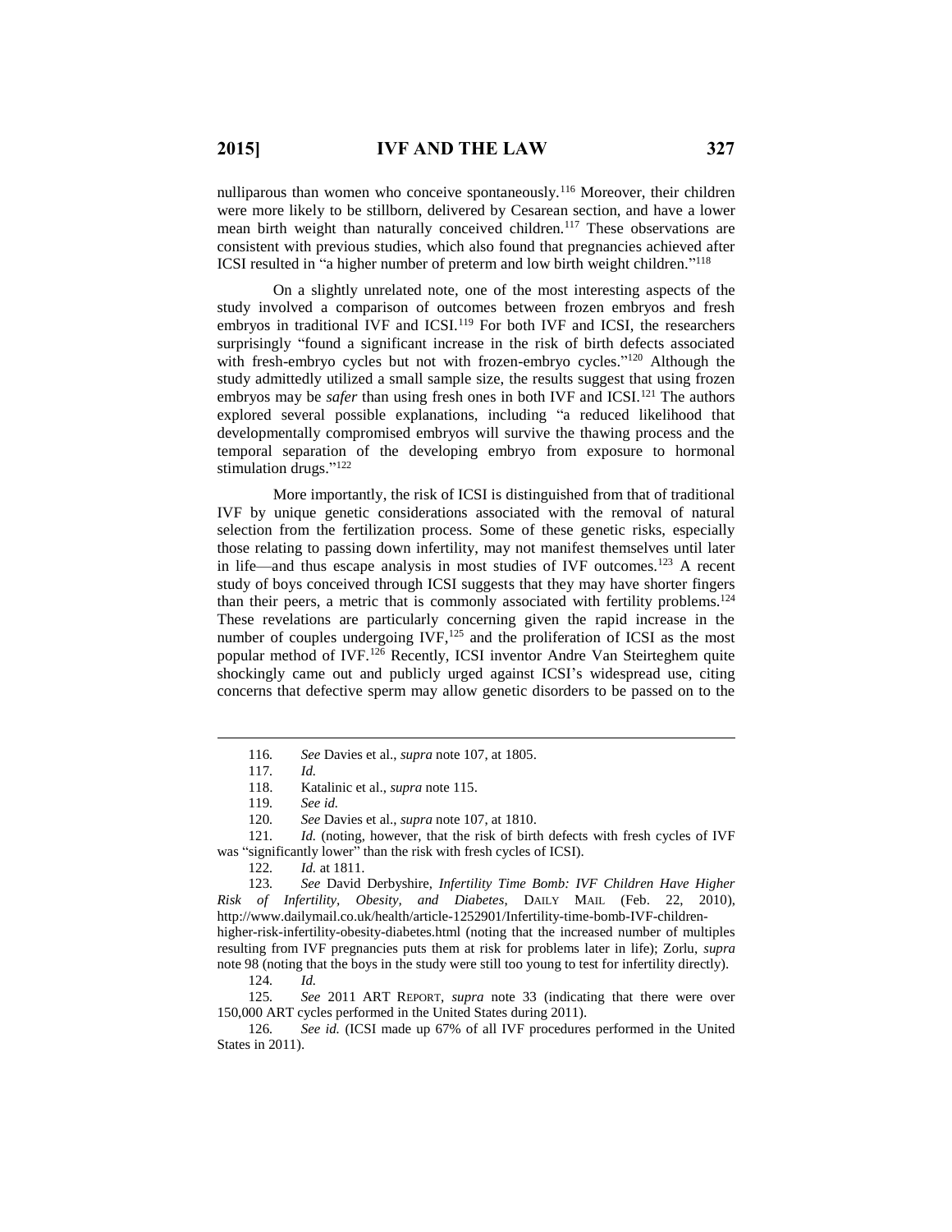nulliparous than women who conceive spontaneously.[116] Moreover, their children were more likely to be stillborn, delivered by Cesarean section, and have a lower mean birth weight than naturally conceived children.[117] These observations are consistent with previous studies, which also found that pregnancies achieved after ICSI resulted in "a higher number of preterm and low birth weight children."[118]

On a slightly unrelated note, one of the most interesting aspects of the study involved a comparison of outcomes between frozen embryos and fresh embryos in traditional IVF and ICSI.[119] For both IVF and ICSI, the researchers surprisingly "found a significant increase in the risk of birth defects associated with fresh-embryo cycles but not with frozen-embryo cycles."[120] Although the study admittedly utilized a small sample size, the results suggest that using frozen embryos may be *safer* than using fresh ones in both IVF and ICSI.[121] The authors explored several possible explanations, including "a reduced likelihood that developmentally compromised embryos will survive the thawing process and the temporal separation of the developing embryo from exposure to hormonal stimulation drugs."[122]

More importantly, the risk of ICSI is distinguished from that of traditional IVF by unique genetic considerations associated with the removal of natural selection from the fertilization process. Some of these genetic risks, especially those relating to passing down infertility, may not manifest themselves until later in life—and thus escape analysis in most studies of IVF outcomes.[123] A recent study of boys conceived through ICSI suggests that they may have shorter fingers than their peers, a metric that is commonly associated with fertility problems.[124] These revelations are particularly concerning given the rapid increase in the number of couples undergoing IVF,[125] and the proliferation of ICSI as the most popular method of IVF.[126] Recently, ICSI inventor Andre Van Steirteghem quite shockingly came out and publicly urged against ICSI's widespread use, citing concerns that defective sperm may allow genetic disorders to be passed on to the

---

116. *See* Davies et al., *supra* note 107, at 1805.

117. *Id.*

118. Katalinic et al., *supra* note 115.

119. *See id.*

120. *See* Davies et al., *supra* note 107, at 1810.

121. *Id.* (noting, however, that the risk of birth defects with fresh cycles of IVF was "significantly lower" than the risk with fresh cycles of ICSI).

122. *Id.* at 1811.

123. *See* David Derbyshire, *Infertility Time Bomb: IVF Children Have Higher Risk of Infertility, Obesity, and Diabetes*, DAILY MAIL (Feb. 22, 2010), http://www.dailymail.co.uk/health/article-1252901/Infertility-time-bomb-IVF-children-higher-risk-infertility-obesity-diabetes.html (noting that the increased number of multiples resulting from IVF pregnancies puts them at risk for problems later in life); Zorlu, *supra* note 98 (noting that the boys in the study were still too young to test for infertility directly).

124. *Id.*

125. *See* 2011 ART REPORT, *supra* note 33 (indicating that there were over 150,000 ART cycles performed in the United States during 2011).

126. *See id.* (ICSI made up 67% of all IVF procedures performed in the United States in 2011).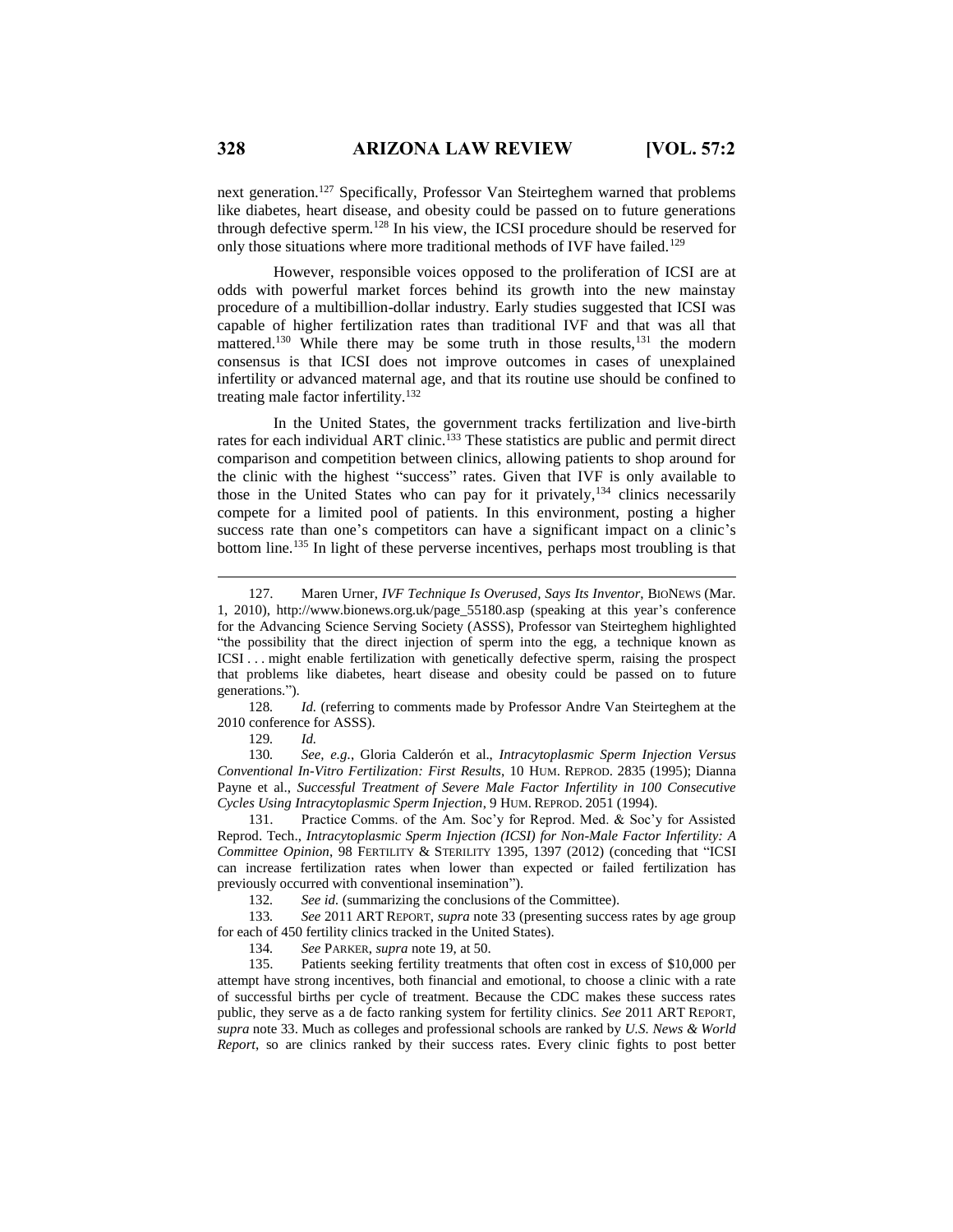next generation.[127] Specifically, Professor Van Steirteghem warned that problems like diabetes, heart disease, and obesity could be passed on to future generations through defective sperm.[128] In his view, the ICSI procedure should be reserved for only those situations where more traditional methods of IVF have failed.[129]

However, responsible voices opposed to the proliferation of ICSI are at odds with powerful market forces behind its growth into the new mainstay procedure of a multibillion-dollar industry. Early studies suggested that ICSI was capable of higher fertilization rates than traditional IVF and that was all that mattered.[130] While there may be some truth in those results,[131] the modern consensus is that ICSI does not improve outcomes in cases of unexplained infertility or advanced maternal age, and that its routine use should be confined to treating male factor infertility.[132]

In the United States, the government tracks fertilization and live-birth rates for each individual ART clinic.[133] These statistics are public and permit direct comparison and competition between clinics, allowing patients to shop around for the clinic with the highest "success" rates. Given that IVF is only available to those in the United States who can pay for it privately,[134] clinics necessarily compete for a limited pool of patients. In this environment, posting a higher success rate than one's competitors can have a significant impact on a clinic's bottom line.[135] In light of these perverse incentives, perhaps most troubling is that

---

127. Maren Urner, *IVF Technique Is Overused, Says Its Inventor*, BIONEWS (Mar. 1, 2010), http://www.bionews.org.uk/page_55180.asp (speaking at this year's conference for the Advancing Science Serving Society (ASSS), Professor van Steirteghem highlighted "the possibility that the direct injection of sperm into the egg, a technique known as ICSI . . . might enable fertilization with genetically defective sperm, raising the prospect that problems like diabetes, heart disease and obesity could be passed on to future generations.").

128. *Id.* (referring to comments made by Professor Andre Van Steirteghem at the 2010 conference for ASSS).

129. *Id.*

130. *See, e.g.*, Gloria Calderón et al., *Intracytoplasmic Sperm Injection Versus Conventional In-Vitro Fertilization: First Results*, 10 HUM. REPROD. 2835 (1995); Dianna Payne et al., *Successful Treatment of Severe Male Factor Infertility in 100 Consecutive Cycles Using Intracytoplasmic Sperm Injection*, 9 HUM. REPROD. 2051 (1994).

131. Practice Comms. of the Am. Soc'y for Reprod. Med. & Soc'y for Assisted Reprod. Tech., *Intracytoplasmic Sperm Injection (ICSI) for Non-Male Factor Infertility: A Committee Opinion*, 98 FERTILITY & STERILITY 1395, 1397 (2012) (conceding that "ICSI can increase fertilization rates when lower than expected or failed fertilization has previously occurred with conventional insemination").

132. *See id.* (summarizing the conclusions of the Committee).

133. *See* 2011 ART REPORT, *supra* note 33 (presenting success rates by age group for each of 450 fertility clinics tracked in the United States).

134. *See* PARKER, *supra* note 19, at 50.

135. Patients seeking fertility treatments that often cost in excess of $10,000 per attempt have strong incentives, both financial and emotional, to choose a clinic with a rate of successful births per cycle of treatment. Because the CDC makes these success rates public, they serve as a de facto ranking system for fertility clinics. *See* 2011 ART REPORT, *supra* note 33. Much as colleges and professional schools are ranked by *U.S. News & World Report*, so are clinics ranked by their success rates. Every clinic fights to post better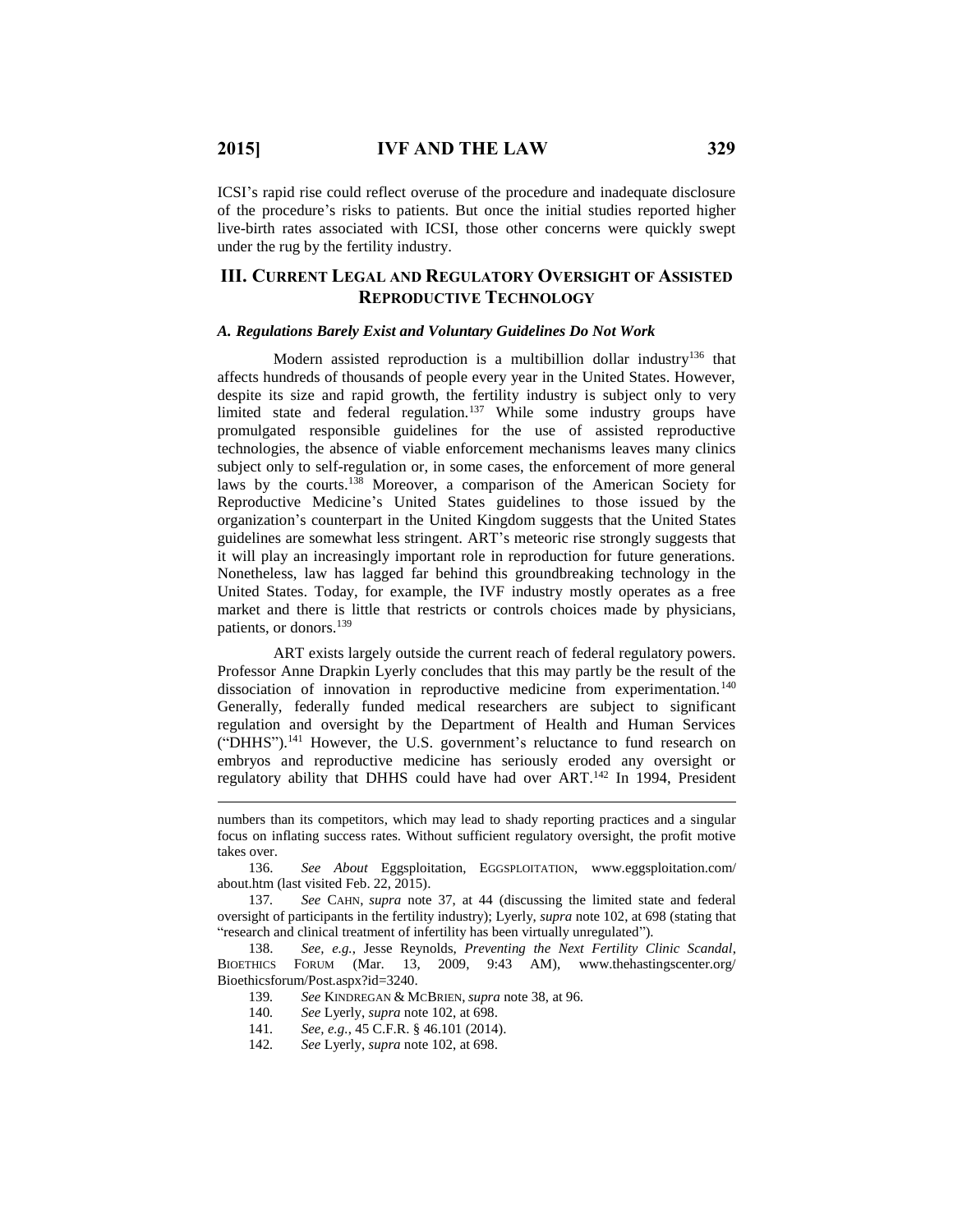ICSI's rapid rise could reflect overuse of the procedure and inadequate disclosure of the procedure's risks to patients. But once the initial studies reported higher live-birth rates associated with ICSI, those other concerns were quickly swept under the rug by the fertility industry.

## III. Current Legal and Regulatory Oversight of Assisted Reproductive Technology

### *A. Regulations Barely Exist and Voluntary Guidelines Do Not Work*

Modern assisted reproduction is a multibillion dollar industry[136] that affects hundreds of thousands of people every year in the United States. However, despite its size and rapid growth, the fertility industry is subject only to very limited state and federal regulation.[137] While some industry groups have promulgated responsible guidelines for the use of assisted reproductive technologies, the absence of viable enforcement mechanisms leaves many clinics subject only to self-regulation or, in some cases, the enforcement of more general laws by the courts.[138] Moreover, a comparison of the American Society for Reproductive Medicine's United States guidelines to those issued by the organization's counterpart in the United Kingdom suggests that the United States guidelines are somewhat less stringent. ART's meteoric rise strongly suggests that it will play an increasingly important role in reproduction for future generations. Nonetheless, law has lagged far behind this groundbreaking technology in the United States. Today, for example, the IVF industry mostly operates as a free market and there is little that restricts or controls choices made by physicians, patients, or donors.[139]

ART exists largely outside the current reach of federal regulatory powers. Professor Anne Drapkin Lyerly concludes that this may partly be the result of the dissociation of innovation in reproductive medicine from experimentation.[140] Generally, federally funded medical researchers are subject to significant regulation and oversight by the Department of Health and Human Services ("DHHS").[141] However, the U.S. government's reluctance to fund research on embryos and reproductive medicine has seriously eroded any oversight or regulatory ability that DHHS could have had over ART.[142] In 1994, President

---

numbers than its competitors, which may lead to shady reporting practices and a singular focus on inflating success rates. Without sufficient regulatory oversight, the profit motive takes over.

136. *See About* Eggsploitation, EGGSPLOITATION, www.eggsploitation.com/about.htm (last visited Feb. 22, 2015).

137. *See* CAHN, *supra* note 37, at 44 (discussing the limited state and federal oversight of participants in the fertility industry); Lyerly, *supra* note 102, at 698 (stating that "research and clinical treatment of infertility has been virtually unregulated").

138. *See, e.g.*, Jesse Reynolds, *Preventing the Next Fertility Clinic Scandal*, BIOETHICS FORUM (Mar. 13, 2009, 9:43 AM), www.thehastingscenter.org/Bioethicsforum/Post.aspx?id=3240.

139. *See* KINDREGAN & MCBRIEN, *supra* note 38, at 96.

140. *See* Lyerly, *supra* note 102, at 698.

141. *See, e.g.*, 45 C.F.R. § 46.101 (2014).

142. *See* Lyerly, *supra* note 102, at 698.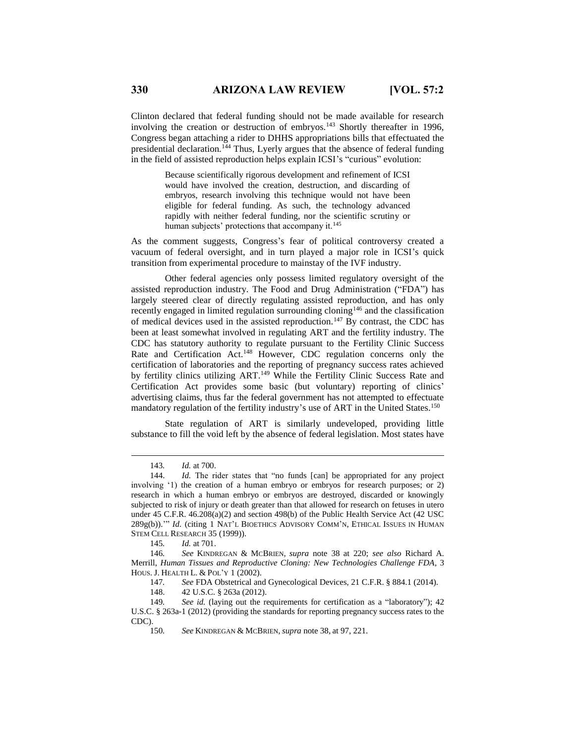Clinton declared that federal funding should not be made available for research involving the creation or destruction of embryos.[143] Shortly thereafter in 1996, Congress began attaching a rider to DHHS appropriations bills that effectuated the presidential declaration.[144] Thus, Lyerly argues that the absence of federal funding in the field of assisted reproduction helps explain ICSI's "curious" evolution:

> Because scientifically rigorous development and refinement of ICSI would have involved the creation, destruction, and discarding of embryos, research involving this technique would not have been eligible for federal funding. As such, the technology advanced rapidly with neither federal funding, nor the scientific scrutiny or human subjects' protections that accompany it.[145]

As the comment suggests, Congress's fear of political controversy created a vacuum of federal oversight, and in turn played a major role in ICSI's quick transition from experimental procedure to mainstay of the IVF industry.

Other federal agencies only possess limited regulatory oversight of the assisted reproduction industry. The Food and Drug Administration ("FDA") has largely steered clear of directly regulating assisted reproduction, and has only recently engaged in limited regulation surrounding cloning[146] and the classification of medical devices used in the assisted reproduction.[147] By contrast, the CDC has been at least somewhat involved in regulating ART and the fertility industry. The CDC has statutory authority to regulate pursuant to the Fertility Clinic Success Rate and Certification Act.[148] However, CDC regulation concerns only the certification of laboratories and the reporting of pregnancy success rates achieved by fertility clinics utilizing ART.[149] While the Fertility Clinic Success Rate and Certification Act provides some basic (but voluntary) reporting of clinics' advertising claims, thus far the federal government has not attempted to effectuate mandatory regulation of the fertility industry's use of ART in the United States.[150]

State regulation of ART is similarly undeveloped, providing little substance to fill the void left by the absence of federal legislation. Most states have

---

143. *Id.* at 700.

144. *Id.* The rider states that "no funds [can] be appropriated for any project involving '1) the creation of a human embryo or embryos for research purposes; or 2) research in which a human embryo or embryos are destroyed, discarded or knowingly subjected to risk of injury or death greater than that allowed for research on fetuses in utero under 45 C.F.R. 46.208(a)(2) and section 498(b) of the Public Health Service Act (42 USC 289g(b)).'" *Id.* (citing 1 NAT'L BIOETHICS ADVISORY COMM'N, ETHICAL ISSUES IN HUMAN STEM CELL RESEARCH 35 (1999)).

145. *Id.* at 701.

146. *See* KINDREGAN & MCBRIEN, *supra* note 38 at 220; *see also* Richard A. Merrill, *Human Tissues and Reproductive Cloning: New Technologies Challenge FDA*, 3 HOUS. J. HEALTH L. & POL'Y 1 (2002).

147. *See* FDA Obstetrical and Gynecological Devices, 21 C.F.R. § 884.1 (2014).

148. 42 U.S.C. § 263a (2012).

149. *See id.* (laying out the requirements for certification as a "laboratory"); 42 U.S.C. § 263a-1 (2012) (providing the standards for reporting pregnancy success rates to the CDC).

150. *See* KINDREGAN & MCBRIEN, *supra* note 38, at 97, 221.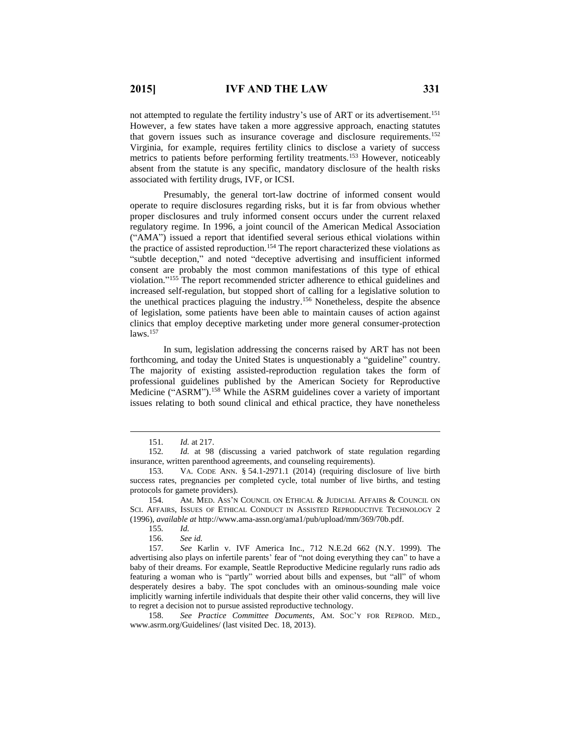not attempted to regulate the fertility industry's use of ART or its advertisement.[151] However, a few states have taken a more aggressive approach, enacting statutes that govern issues such as insurance coverage and disclosure requirements.[152] Virginia, for example, requires fertility clinics to disclose a variety of success metrics to patients before performing fertility treatments.[153] However, noticeably absent from the statute is any specific, mandatory disclosure of the health risks associated with fertility drugs, IVF, or ICSI.

Presumably, the general tort-law doctrine of informed consent would operate to require disclosures regarding risks, but it is far from obvious whether proper disclosures and truly informed consent occurs under the current relaxed regulatory regime. In 1996, a joint council of the American Medical Association ("AMA") issued a report that identified several serious ethical violations within the practice of assisted reproduction.[154] The report characterized these violations as "subtle deception," and noted "deceptive advertising and insufficient informed consent are probably the most common manifestations of this type of ethical violation."[155] The report recommended stricter adherence to ethical guidelines and increased self-regulation, but stopped short of calling for a legislative solution to the unethical practices plaguing the industry.[156] Nonetheless, despite the absence of legislation, some patients have been able to maintain causes of action against clinics that employ deceptive marketing under more general consumer-protection laws.[157]

In sum, legislation addressing the concerns raised by ART has not been forthcoming, and today the United States is unquestionably a "guideline" country. The majority of existing assisted-reproduction regulation takes the form of professional guidelines published by the American Society for Reproductive Medicine ("ASRM").[158] While the ASRM guidelines cover a variety of important issues relating to both sound clinical and ethical practice, they have nonetheless

---

151. *Id.* at 217.

152. *Id.* at 98 (discussing a varied patchwork of state regulation regarding insurance, written parenthood agreements, and counseling requirements).

153. VA. CODE ANN. § 54.1-2971.1 (2014) (requiring disclosure of live birth success rates, pregnancies per completed cycle, total number of live births, and testing protocols for gamete providers).

154. AM. MED. ASS'N COUNCIL ON ETHICAL & JUDICIAL AFFAIRS & COUNCIL ON SCI. AFFAIRS, ISSUES OF ETHICAL CONDUCT IN ASSISTED REPRODUCTIVE TECHNOLOGY 2 (1996), *available at* http://www.ama-assn.org/ama1/pub/upload/mm/369/70b.pdf.

155. *Id.*

156. *See id.*

157. *See* Karlin v. IVF America Inc., 712 N.E.2d 662 (N.Y. 1999). The advertising also plays on infertile parents' fear of "not doing everything they can" to have a baby of their dreams. For example, Seattle Reproductive Medicine regularly runs radio ads featuring a woman who is "partly" worried about bills and expenses, but "all" of whom desperately desires a baby. The spot concludes with an ominous-sounding male voice implicitly warning infertile individuals that despite their other valid concerns, they will live to regret a decision not to pursue assisted reproductive technology.

158. *See Practice Committee Documents*, AM. SOC'Y FOR REPROD. MED., www.asrm.org/Guidelines/ (last visited Dec. 18, 2013).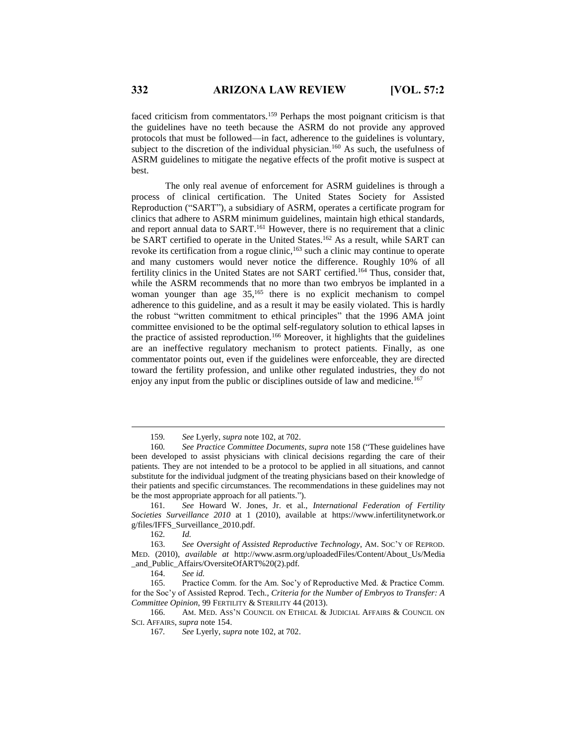faced criticism from commentators.[159] Perhaps the most poignant criticism is that the guidelines have no teeth because the ASRM do not provide any approved protocols that must be followed—in fact, adherence to the guidelines is voluntary, subject to the discretion of the individual physician.[160] As such, the usefulness of ASRM guidelines to mitigate the negative effects of the profit motive is suspect at best.

The only real avenue of enforcement for ASRM guidelines is through a process of clinical certification. The United States Society for Assisted Reproduction ("SART"), a subsidiary of ASRM, operates a certificate program for clinics that adhere to ASRM minimum guidelines, maintain high ethical standards, and report annual data to SART.[161] However, there is no requirement that a clinic be SART certified to operate in the United States.[162] As a result, while SART can revoke its certification from a rogue clinic,[163] such a clinic may continue to operate and many customers would never notice the difference. Roughly 10% of all fertility clinics in the United States are not SART certified.[164] Thus, consider that, while the ASRM recommends that no more than two embryos be implanted in a woman younger than age 35,[165] there is no explicit mechanism to compel adherence to this guideline, and as a result it may be easily violated. This is hardly the robust "written commitment to ethical principles" that the 1996 AMA joint committee envisioned to be the optimal self-regulatory solution to ethical lapses in the practice of assisted reproduction.[166] Moreover, it highlights that the guidelines are an ineffective regulatory mechanism to protect patients. Finally, as one commentator points out, even if the guidelines were enforceable, they are directed toward the fertility profession, and unlike other regulated industries, they do not enjoy any input from the public or disciplines outside of law and medicine.[167]

---

159. *See* Lyerly, *supra* note 102, at 702.

160. *See Practice Committee Documents*, *supra* note 158 ("These guidelines have been developed to assist physicians with clinical decisions regarding the care of their patients. They are not intended to be a protocol to be applied in all situations, and cannot substitute for the individual judgment of the treating physicians based on their knowledge of their patients and specific circumstances. The recommendations in these guidelines may not be the most appropriate approach for all patients.").

161. *See* Howard W. Jones, Jr. et al., *International Federation of Fertility Societies Surveillance 2010* at 1 (2010), available at https://www.infertilitynetwork.org/files/IFFS_Surveillance_2010.pdf.

162. *Id.*

163. *See Oversight of Assisted Reproductive Technology*, AM. SOC'Y OF REPROD. MED. (2010), *available at* http://www.asrm.org/uploadedFiles/Content/About_Us/Media_and_Public_Affairs/OversiteOfART%20(2).pdf.

164. *See id.*

165. Practice Comm. for the Am. Soc'y of Reproductive Med. & Practice Comm. for the Soc'y of Assisted Reprod. Tech., *Criteria for the Number of Embryos to Transfer: A Committee Opinion*, 99 FERTILITY & STERILITY 44 (2013).

166. AM. MED. ASS'N COUNCIL ON ETHICAL & JUDICIAL AFFAIRS & COUNCIL ON SCI. AFFAIRS, *supra* note 154.

167. *See* Lyerly, *supra* note 102, at 702.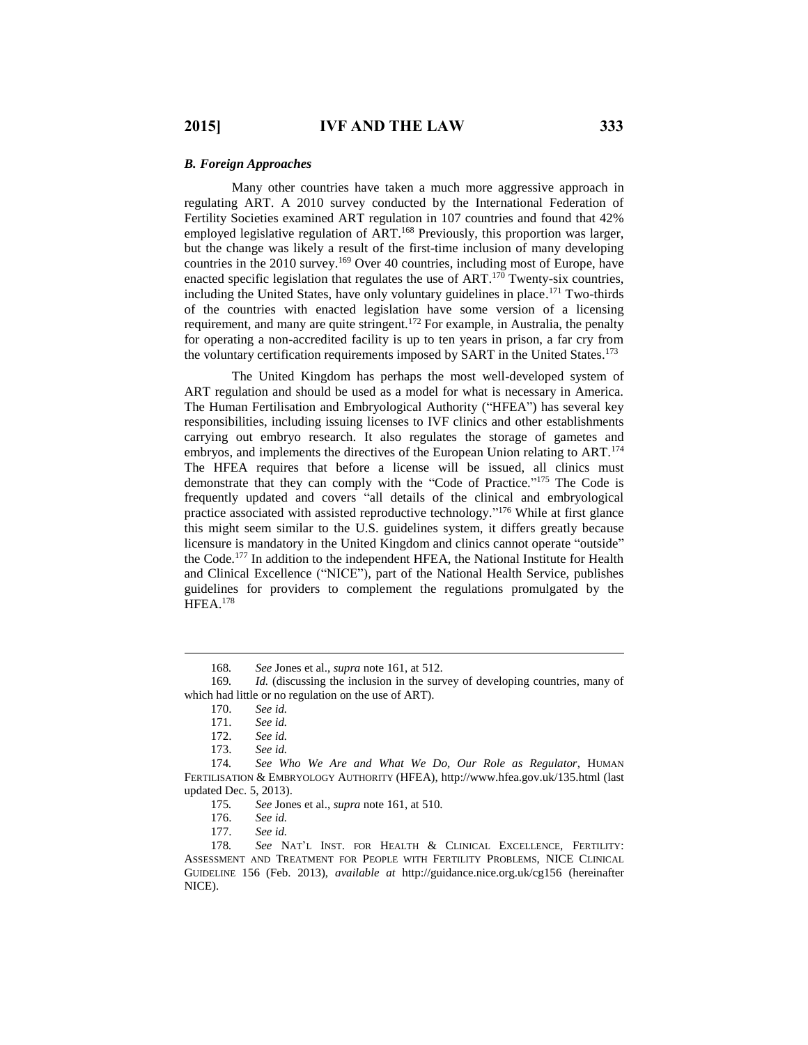### *B. Foreign Approaches*

Many other countries have taken a much more aggressive approach in regulating ART. A 2010 survey conducted by the International Federation of Fertility Societies examined ART regulation in 107 countries and found that 42% employed legislative regulation of ART.[168] Previously, this proportion was larger, but the change was likely a result of the first-time inclusion of many developing countries in the 2010 survey.[169] Over 40 countries, including most of Europe, have enacted specific legislation that regulates the use of ART.[170] Twenty-six countries, including the United States, have only voluntary guidelines in place.[171] Two-thirds of the countries with enacted legislation have some version of a licensing requirement, and many are quite stringent.[172] For example, in Australia, the penalty for operating a non-accredited facility is up to ten years in prison, a far cry from the voluntary certification requirements imposed by SART in the United States.[173]

The United Kingdom has perhaps the most well-developed system of ART regulation and should be used as a model for what is necessary in America. The Human Fertilisation and Embryological Authority ("HFEA") has several key responsibilities, including issuing licenses to IVF clinics and other establishments carrying out embryo research. It also regulates the storage of gametes and embryos, and implements the directives of the European Union relating to ART.[174] The HFEA requires that before a license will be issued, all clinics must demonstrate that they can comply with the "Code of Practice."[175] The Code is frequently updated and covers "all details of the clinical and embryological practice associated with assisted reproductive technology."[176] While at first glance this might seem similar to the U.S. guidelines system, it differs greatly because licensure is mandatory in the United Kingdom and clinics cannot operate "outside" the Code.[177] In addition to the independent HFEA, the National Institute for Health and Clinical Excellence ("NICE"), part of the National Health Service, publishes guidelines for providers to complement the regulations promulgated by the HFEA.[178]

---

168. *See* Jones et al., *supra* note 161, at 512.

169. *Id.* (discussing the inclusion in the survey of developing countries, many of which had little or no regulation on the use of ART).

170. *See id.*

171. *See id.*

172. *See id.*

173. *See id.*

174. *See Who We Are and What We Do, Our Role as Regulator*, HUMAN FERTILISATION & EMBRYOLOGY AUTHORITY (HFEA), http://www.hfea.gov.uk/135.html (last updated Dec. 5, 2013).

175. *See* Jones et al., *supra* note 161, at 510.

176. *See id.*

177. *See id.*

178. *See* NAT'L INST. FOR HEALTH & CLINICAL EXCELLENCE, FERTILITY: ASSESSMENT AND TREATMENT FOR PEOPLE WITH FERTILITY PROBLEMS, NICE CLINICAL GUIDELINE 156 (Feb. 2013), *available at* http://guidance.nice.org.uk/cg156 (hereinafter NICE).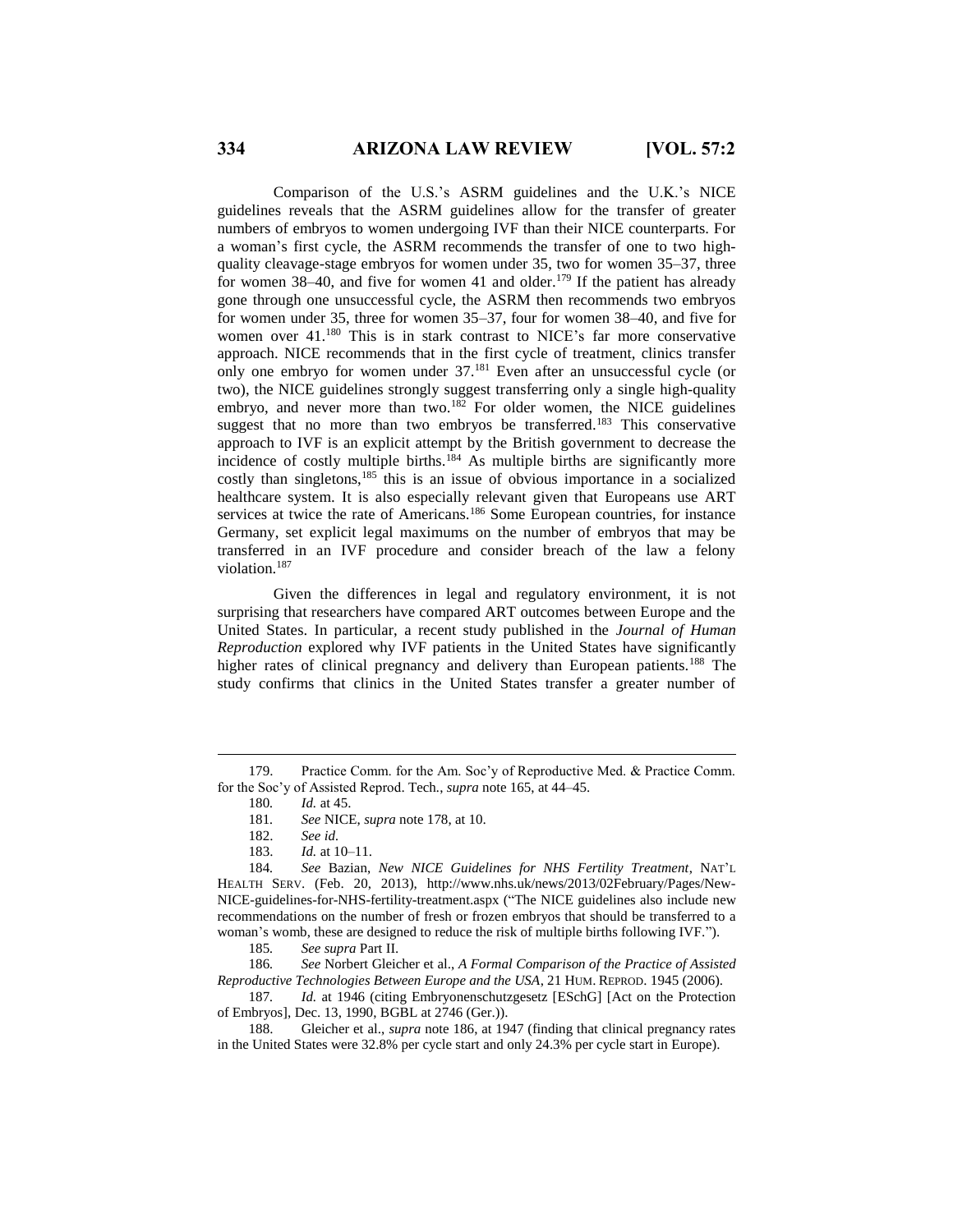Comparison of the U.S.'s ASRM guidelines and the U.K.'s NICE guidelines reveals that the ASRM guidelines allow for the transfer of greater numbers of embryos to women undergoing IVF than their NICE counterparts. For a woman's first cycle, the ASRM recommends the transfer of one to two high-quality cleavage-stage embryos for women under 35, two for women 35–37, three for women 38–40, and five for women 41 and older.[179] If the patient has already gone through one unsuccessful cycle, the ASRM then recommends two embryos for women under 35, three for women 35–37, four for women 38–40, and five for women over 41.[180] This is in stark contrast to NICE's far more conservative approach. NICE recommends that in the first cycle of treatment, clinics transfer only one embryo for women under 37.[181] Even after an unsuccessful cycle (or two), the NICE guidelines strongly suggest transferring only a single high-quality embryo, and never more than two.[182] For older women, the NICE guidelines suggest that no more than two embryos be transferred.[183] This conservative approach to IVF is an explicit attempt by the British government to decrease the incidence of costly multiple births.[184] As multiple births are significantly more costly than singletons,[185] this is an issue of obvious importance in a socialized healthcare system. It is also especially relevant given that Europeans use ART services at twice the rate of Americans.[186] Some European countries, for instance Germany, set explicit legal maximums on the number of embryos that may be transferred in an IVF procedure and consider breach of the law a felony violation.[187]

Given the differences in legal and regulatory environment, it is not surprising that researchers have compared ART outcomes between Europe and the United States. In particular, a recent study published in the *Journal of Human Reproduction* explored why IVF patients in the United States have significantly higher rates of clinical pregnancy and delivery than European patients.[188] The study confirms that clinics in the United States transfer a greater number of

---

179. Practice Comm. for the Am. Soc'y of Reproductive Med. & Practice Comm. for the Soc'y of Assisted Reprod. Tech., *supra* note 165, at 44–45.

180. *Id.* at 45.

181. *See* NICE, *supra* note 178, at 10.

182. *See id.*

183. *Id.* at 10–11.

184. *See* Bazian, *New NICE Guidelines for NHS Fertility Treatment*, NAT'L HEALTH SERV. (Feb. 20, 2013), http://www.nhs.uk/news/2013/02February/Pages/New-NICE-guidelines-for-NHS-fertility-treatment.aspx ("The NICE guidelines also include new recommendations on the number of fresh or frozen embryos that should be transferred to a woman's womb, these are designed to reduce the risk of multiple births following IVF.").

185. *See supra* Part II.

186. *See* Norbert Gleicher et al., *A Formal Comparison of the Practice of Assisted Reproductive Technologies Between Europe and the USA*, 21 HUM. REPROD. 1945 (2006).

187. *Id.* at 1946 (citing Embryonenschutzgesetz [ESchG] [Act on the Protection of Embryos], Dec. 13, 1990, BGBL at 2746 (Ger.)).

188. Gleicher et al., *supra* note 186, at 1947 (finding that clinical pregnancy rates in the United States were 32.8% per cycle start and only 24.3% per cycle start in Europe).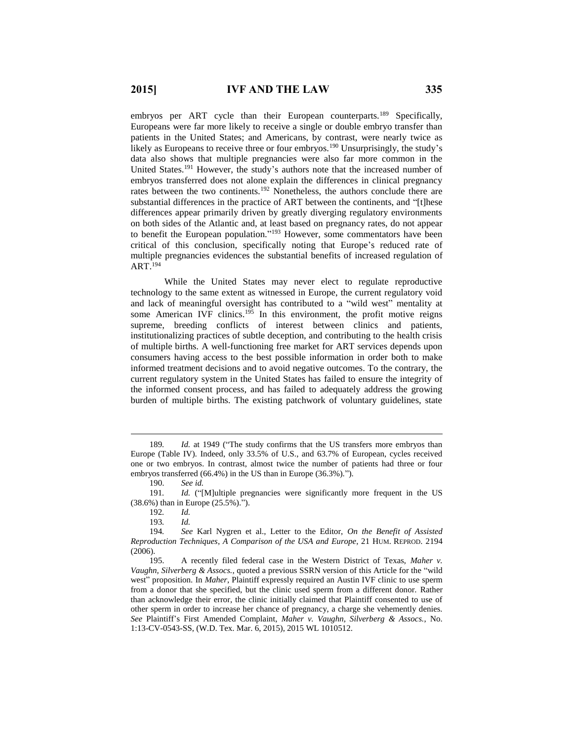embryos per ART cycle than their European counterparts.[189] Specifically, Europeans were far more likely to receive a single or double embryo transfer than patients in the United States; and Americans, by contrast, were nearly twice as likely as Europeans to receive three or four embryos.[190] Unsurprisingly, the study's data also shows that multiple pregnancies were also far more common in the United States.[191] However, the study's authors note that the increased number of embryos transferred does not alone explain the differences in clinical pregnancy rates between the two continents.[192] Nonetheless, the authors conclude there are substantial differences in the practice of ART between the continents, and "[t]hese differences appear primarily driven by greatly diverging regulatory environments on both sides of the Atlantic and, at least based on pregnancy rates, do not appear to benefit the European population."[193] However, some commentators have been critical of this conclusion, specifically noting that Europe's reduced rate of multiple pregnancies evidences the substantial benefits of increased regulation of ART.[194]

While the United States may never elect to regulate reproductive technology to the same extent as witnessed in Europe, the current regulatory void and lack of meaningful oversight has contributed to a "wild west" mentality at some American IVF clinics.[195] In this environment, the profit motive reigns supreme, breeding conflicts of interest between clinics and patients, institutionalizing practices of subtle deception, and contributing to the health crisis of multiple births. A well-functioning free market for ART services depends upon consumers having access to the best possible information in order both to make informed treatment decisions and to avoid negative outcomes. To the contrary, the current regulatory system in the United States has failed to ensure the integrity of the informed consent process, and has failed to adequately address the growing burden of multiple births. The existing patchwork of voluntary guidelines, state

---

189. *Id.* at 1949 ("The study confirms that the US transfers more embryos than Europe (Table IV). Indeed, only 33.5% of U.S., and 63.7% of European, cycles received one or two embryos. In contrast, almost twice the number of patients had three or four embryos transferred (66.4%) in the US than in Europe (36.3%).").

190. *See id.*

191. *Id.* ("[M]ultiple pregnancies were significantly more frequent in the US (38.6%) than in Europe (25.5%).").

192. *Id.*

193. *Id.*

194. *See* Karl Nygren et al., Letter to the Editor, *On the Benefit of Assisted Reproduction Techniques*, *A Comparison of the USA and Europe*, 21 HUM. REPROD. 2194 (2006).

195. A recently filed federal case in the Western District of Texas, *Maher v. Vaughn, Silverberg & Assocs.*, quoted a previous SSRN version of this Article for the "wild west" proposition. In *Maher*, Plaintiff expressly required an Austin IVF clinic to use sperm from a donor that she specified, but the clinic used sperm from a different donor. Rather than acknowledge their error, the clinic initially claimed that Plaintiff consented to use of other sperm in order to increase her chance of pregnancy, a charge she vehemently denies. *See* Plaintiff's First Amended Complaint, *Maher v. Vaughn, Silverberg & Assocs.*, No. 1:13-CV-0543-SS, (W.D. Tex. Mar. 6, 2015), 2015 WL 1010512.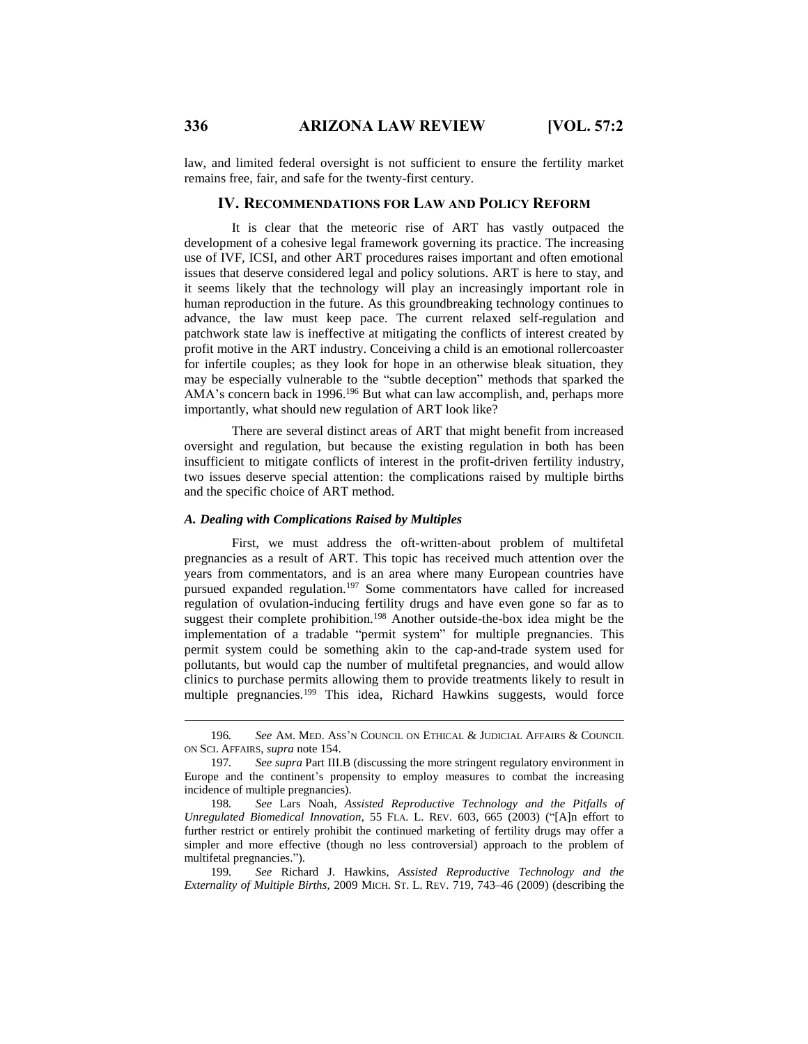law, and limited federal oversight is not sufficient to ensure the fertility market remains free, fair, and safe for the twenty-first century.

## IV. RECOMMENDATIONS FOR LAW AND POLICY REFORM

It is clear that the meteoric rise of ART has vastly outpaced the development of a cohesive legal framework governing its practice. The increasing use of IVF, ICSI, and other ART procedures raises important and often emotional issues that deserve considered legal and policy solutions. ART is here to stay, and it seems likely that the technology will play an increasingly important role in human reproduction in the future. As this groundbreaking technology continues to advance, the law must keep pace. The current relaxed self-regulation and patchwork state law is ineffective at mitigating the conflicts of interest created by profit motive in the ART industry. Conceiving a child is an emotional rollercoaster for infertile couples; as they look for hope in an otherwise bleak situation, they may be especially vulnerable to the "subtle deception" methods that sparked the AMA's concern back in 1996.[196] But what can law accomplish, and, perhaps more importantly, what should new regulation of ART look like?

There are several distinct areas of ART that might benefit from increased oversight and regulation, but because the existing regulation in both has been insufficient to mitigate conflicts of interest in the profit-driven fertility industry, two issues deserve special attention: the complications raised by multiple births and the specific choice of ART method.

### *A. Dealing with Complications Raised by Multiples*

First, we must address the oft-written-about problem of multifetal pregnancies as a result of ART. This topic has received much attention over the years from commentators, and is an area where many European countries have pursued expanded regulation.[197] Some commentators have called for increased regulation of ovulation-inducing fertility drugs and have even gone so far as to suggest their complete prohibition.[198] Another outside-the-box idea might be the implementation of a tradable "permit system" for multiple pregnancies. This permit system could be something akin to the cap-and-trade system used for pollutants, but would cap the number of multifetal pregnancies, and would allow clinics to purchase permits allowing them to provide treatments likely to result in multiple pregnancies.[199] This idea, Richard Hawkins suggests, would force

---

196. *See* AM. MED. ASS'N COUNCIL ON ETHICAL & JUDICIAL AFFAIRS & COUNCIL ON SCI. AFFAIRS, *supra* note 154.

197. *See supra* Part III.B (discussing the more stringent regulatory environment in Europe and the continent's propensity to employ measures to combat the increasing incidence of multiple pregnancies).

198. *See* Lars Noah, *Assisted Reproductive Technology and the Pitfalls of Unregulated Biomedical Innovation*, 55 FLA. L. REV. 603, 665 (2003) ("[A]n effort to further restrict or entirely prohibit the continued marketing of fertility drugs may offer a simpler and more effective (though no less controversial) approach to the problem of multifetal pregnancies.").

199. *See* Richard J. Hawkins, *Assisted Reproductive Technology and the Externality of Multiple Births*, 2009 MICH. ST. L. REV. 719, 743–46 (2009) (describing the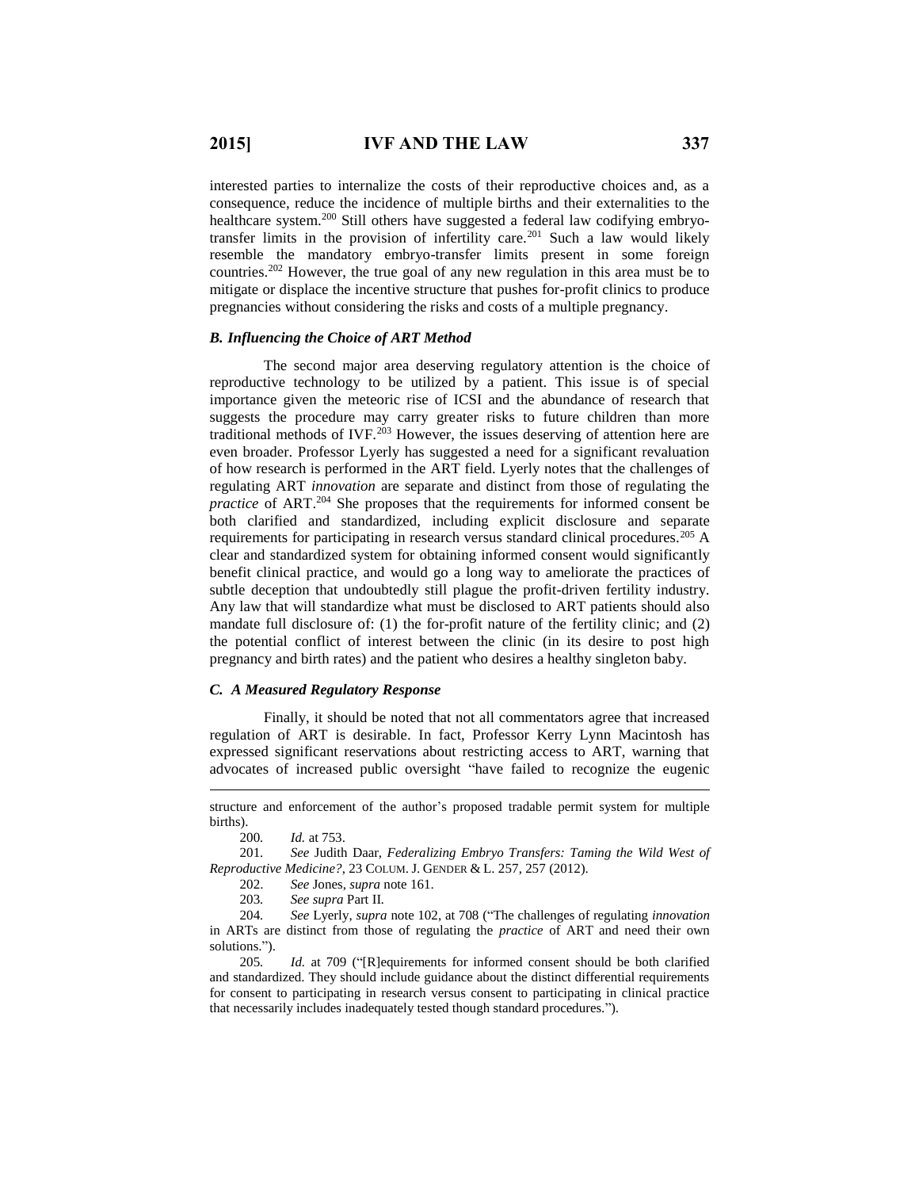interested parties to internalize the costs of their reproductive choices and, as a consequence, reduce the incidence of multiple births and their externalities to the healthcare system.[200] Still others have suggested a federal law codifying embryo-transfer limits in the provision of infertility care.[201] Such a law would likely resemble the mandatory embryo-transfer limits present in some foreign countries.[202] However, the true goal of any new regulation in this area must be to mitigate or displace the incentive structure that pushes for-profit clinics to produce pregnancies without considering the risks and costs of a multiple pregnancy.

### *B. Influencing the Choice of ART Method*

The second major area deserving regulatory attention is the choice of reproductive technology to be utilized by a patient. This issue is of special importance given the meteoric rise of ICSI and the abundance of research that suggests the procedure may carry greater risks to future children than more traditional methods of IVF.[203] However, the issues deserving of attention here are even broader. Professor Lyerly has suggested a need for a significant revaluation of how research is performed in the ART field. Lyerly notes that the challenges of regulating ART *innovation* are separate and distinct from those of regulating the *practice* of ART.[204] She proposes that the requirements for informed consent be both clarified and standardized, including explicit disclosure and separate requirements for participating in research versus standard clinical procedures.[205] A clear and standardized system for obtaining informed consent would significantly benefit clinical practice, and would go a long way to ameliorate the practices of subtle deception that undoubtedly still plague the profit-driven fertility industry. Any law that will standardize what must be disclosed to ART patients should also mandate full disclosure of: (1) the for-profit nature of the fertility clinic; and (2) the potential conflict of interest between the clinic (in its desire to post high pregnancy and birth rates) and the patient who desires a healthy singleton baby.

### *C. A Measured Regulatory Response*

Finally, it should be noted that not all commentators agree that increased regulation of ART is desirable. In fact, Professor Kerry Lynn Macintosh has expressed significant reservations about restricting access to ART, warning that advocates of increased public oversight "have failed to recognize the eugenic

---

structure and enforcement of the author's proposed tradable permit system for multiple births).

200. *Id.* at 753.

201. *See* Judith Daar, *Federalizing Embryo Transfers: Taming the Wild West of Reproductive Medicine?*, 23 COLUM. J. GENDER & L. 257, 257 (2012).

202. *See* Jones, *supra* note 161.

203. *See supra* Part II.

204. *See* Lyerly, *supra* note 102, at 708 ("The challenges of regulating *innovation* in ARTs are distinct from those of regulating the *practice* of ART and need their own solutions.").

205. *Id.* at 709 ("[R]equirements for informed consent should be both clarified and standardized. They should include guidance about the distinct differential requirements for consent to participating in research versus consent to participating in clinical practice that necessarily includes inadequately tested though standard procedures.").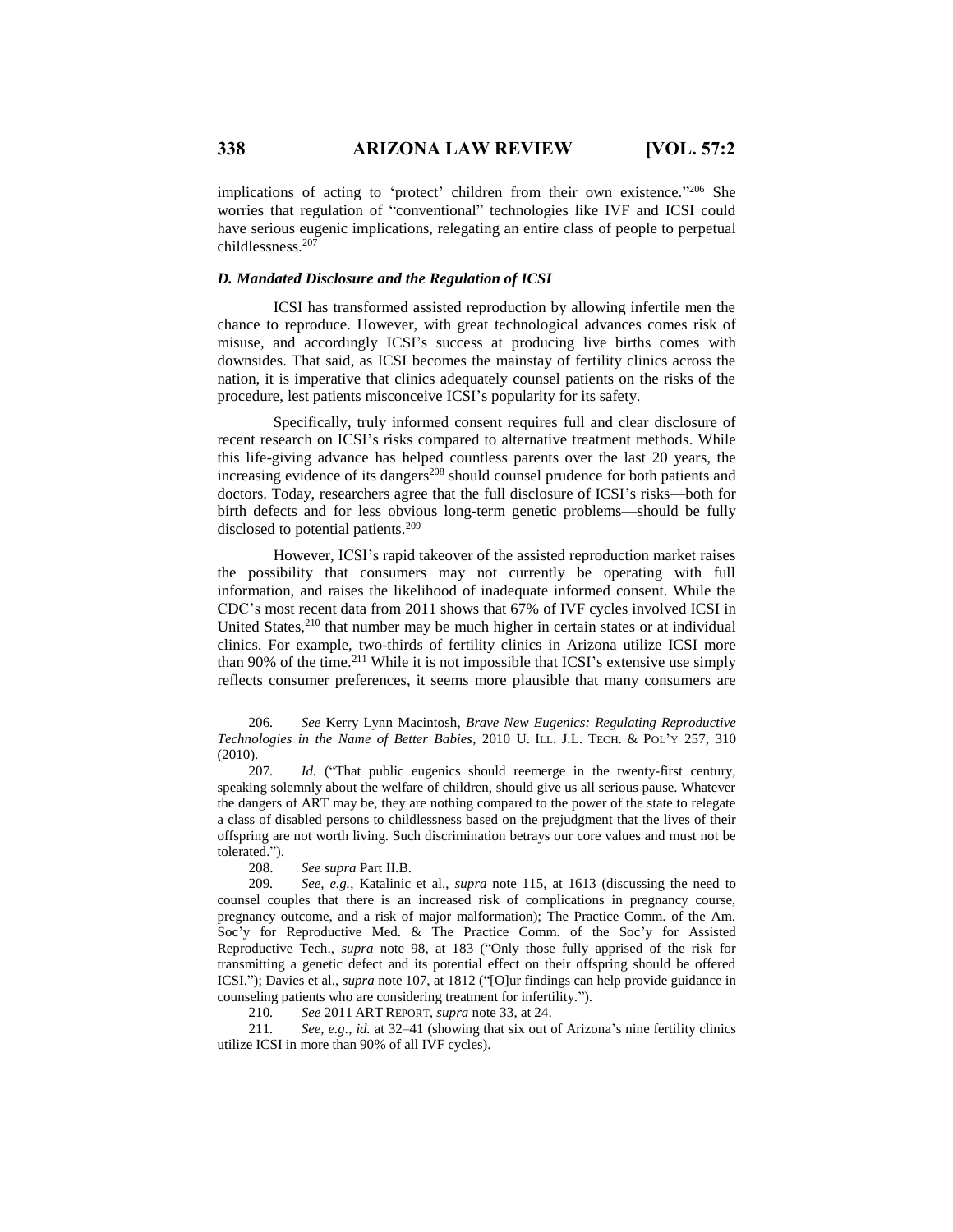implications of acting to 'protect' children from their own existence."[206] She worries that regulation of "conventional" technologies like IVF and ICSI could have serious eugenic implications, relegating an entire class of people to perpetual childlessness.[207]

### *D. Mandated Disclosure and the Regulation of ICSI*

ICSI has transformed assisted reproduction by allowing infertile men the chance to reproduce. However, with great technological advances comes risk of misuse, and accordingly ICSI's success at producing live births comes with downsides. That said, as ICSI becomes the mainstay of fertility clinics across the nation, it is imperative that clinics adequately counsel patients on the risks of the procedure, lest patients misconceive ICSI's popularity for its safety.

Specifically, truly informed consent requires full and clear disclosure of recent research on ICSI's risks compared to alternative treatment methods. While this life-giving advance has helped countless parents over the last 20 years, the increasing evidence of its dangers[208] should counsel prudence for both patients and doctors. Today, researchers agree that the full disclosure of ICSI's risks—both for birth defects and for less obvious long-term genetic problems—should be fully disclosed to potential patients.[209]

However, ICSI's rapid takeover of the assisted reproduction market raises the possibility that consumers may not currently be operating with full information, and raises the likelihood of inadequate informed consent. While the CDC's most recent data from 2011 shows that 67% of IVF cycles involved ICSI in United States,[210] that number may be much higher in certain states or at individual clinics. For example, two-thirds of fertility clinics in Arizona utilize ICSI more than 90% of the time.[211] While it is not impossible that ICSI's extensive use simply reflects consumer preferences, it seems more plausible that many consumers are

---

206. *See* Kerry Lynn Macintosh, *Brave New Eugenics: Regulating Reproductive Technologies in the Name of Better Babies*, 2010 U. ILL. J.L. TECH. & POL'Y 257, 310 (2010).

207. *Id.* ("That public eugenics should reemerge in the twenty-first century, speaking solemnly about the welfare of children, should give us all serious pause. Whatever the dangers of ART may be, they are nothing compared to the power of the state to relegate a class of disabled persons to childlessness based on the prejudgment that the lives of their offspring are not worth living. Such discrimination betrays our core values and must not be tolerated.").

208. *See supra* Part II.B.

209. *See, e.g.*, Katalinic et al., *supra* note 115, at 1613 (discussing the need to counsel couples that there is an increased risk of complications in pregnancy course, pregnancy outcome, and a risk of major malformation); The Practice Comm. of the Am. Soc'y for Reproductive Med. & The Practice Comm. of the Soc'y for Assisted Reproductive Tech., *supra* note 98, at 183 ("Only those fully apprised of the risk for transmitting a genetic defect and its potential effect on their offspring should be offered ICSI."); Davies et al., *supra* note 107, at 1812 ("[O]ur findings can help provide guidance in counseling patients who are considering treatment for infertility.").

210. *See* 2011 ART REPORT, *supra* note 33, at 24.

211. *See, e.g.*, *id.* at 32–41 (showing that six out of Arizona's nine fertility clinics utilize ICSI in more than 90% of all IVF cycles).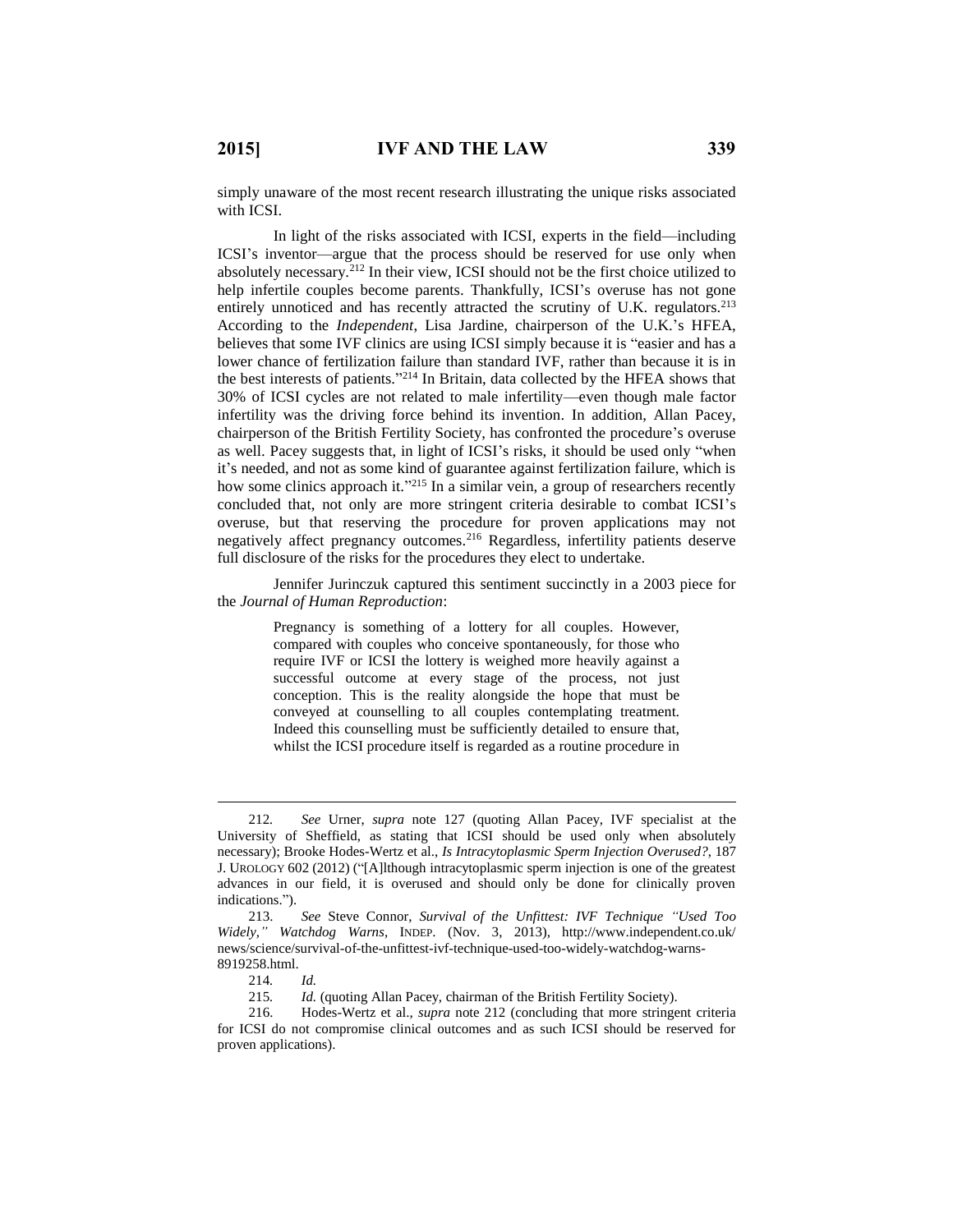simply unaware of the most recent research illustrating the unique risks associated with ICSI.

In light of the risks associated with ICSI, experts in the field—including ICSI's inventor—argue that the process should be reserved for use only when absolutely necessary.[212] In their view, ICSI should not be the first choice utilized to help infertile couples become parents. Thankfully, ICSI's overuse has not gone entirely unnoticed and has recently attracted the scrutiny of U.K. regulators.[213] According to the *Independent*, Lisa Jardine, chairperson of the U.K.'s HFEA, believes that some IVF clinics are using ICSI simply because it is "easier and has a lower chance of fertilization failure than standard IVF, rather than because it is in the best interests of patients."[214] In Britain, data collected by the HFEA shows that 30% of ICSI cycles are not related to male infertility—even though male factor infertility was the driving force behind its invention. In addition, Allan Pacey, chairperson of the British Fertility Society, has confronted the procedure's overuse as well. Pacey suggests that, in light of ICSI's risks, it should be used only "when it's needed, and not as some kind of guarantee against fertilization failure, which is how some clinics approach it."[215] In a similar vein, a group of researchers recently concluded that, not only are more stringent criteria desirable to combat ICSI's overuse, but that reserving the procedure for proven applications may not negatively affect pregnancy outcomes.[216] Regardless, infertility patients deserve full disclosure of the risks for the procedures they elect to undertake.

Jennifer Jurinczuk captured this sentiment succinctly in a 2003 piece for the *Journal of Human Reproduction*:

> Pregnancy is something of a lottery for all couples. However, compared with couples who conceive spontaneously, for those who require IVF or ICSI the lottery is weighed more heavily against a successful outcome at every stage of the process, not just conception. This is the reality alongside the hope that must be conveyed at counselling to all couples contemplating treatment. Indeed this counselling must be sufficiently detailed to ensure that, whilst the ICSI procedure itself is regarded as a routine procedure in

---

212. *See* Urner, *supra* note 127 (quoting Allan Pacey, IVF specialist at the University of Sheffield, as stating that ICSI should be used only when absolutely necessary); Brooke Hodes-Wertz et al., *Is Intracytoplasmic Sperm Injection Overused?*, 187 J. UROLOGY 602 (2012) ("[A]lthough intracytoplasmic sperm injection is one of the greatest advances in our field, it is overused and should only be done for clinically proven indications.").

213. *See* Steve Connor, *Survival of the Unfittest: IVF Technique "Used Too Widely," Watchdog Warns*, INDEP. (Nov. 3, 2013), http://www.independent.co.uk/news/science/survival-of-the-unfittest-ivf-technique-used-too-widely-watchdog-warns-8919258.html.

214. *Id.*

215. *Id.* (quoting Allan Pacey, chairman of the British Fertility Society).

216. Hodes-Wertz et al., *supra* note 212 (concluding that more stringent criteria for ICSI do not compromise clinical outcomes and as such ICSI should be reserved for proven applications).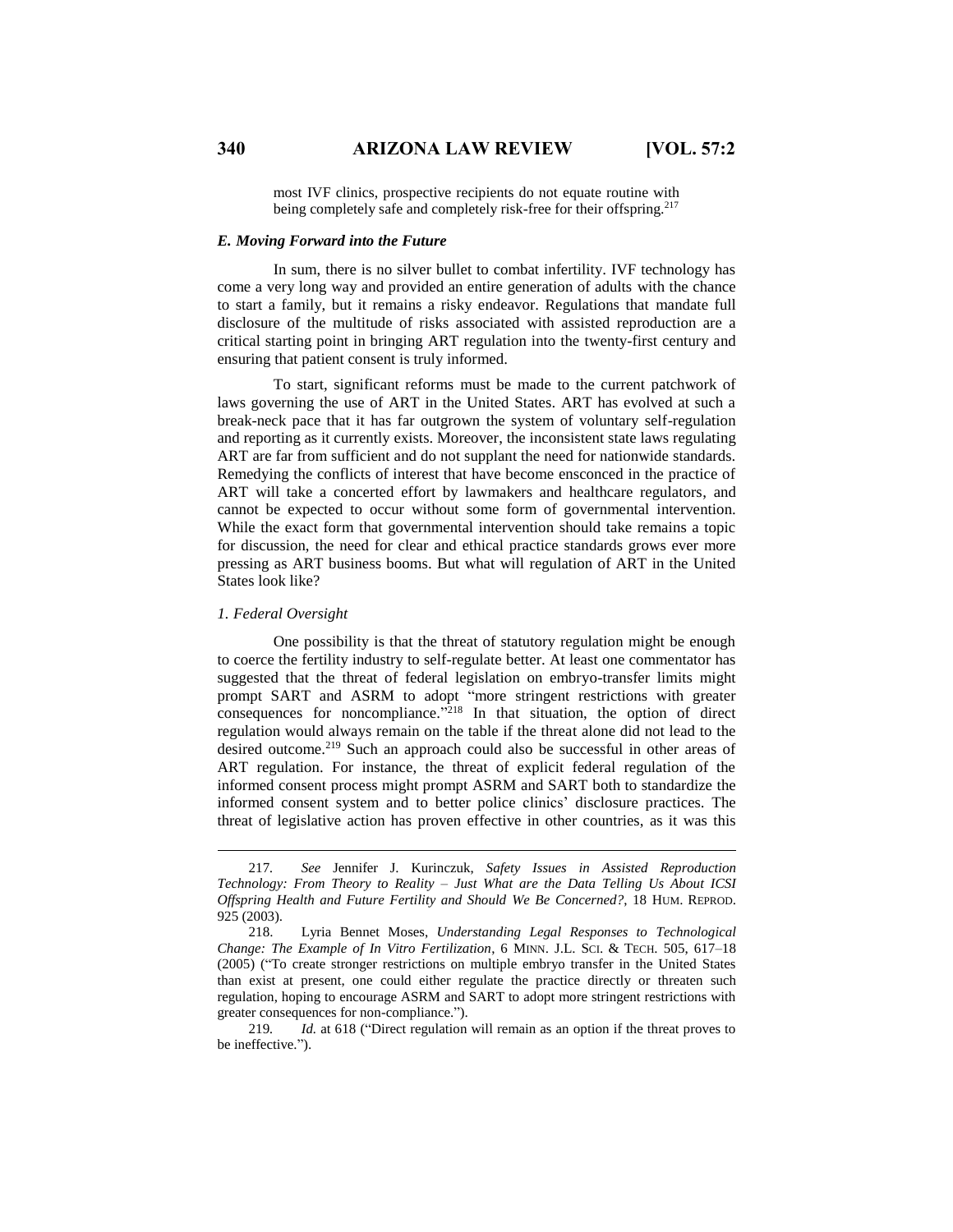> most IVF clinics, prospective recipients do not equate routine with being completely safe and completely risk-free for their offspring.[217]

### *E. Moving Forward into the Future*

In sum, there is no silver bullet to combat infertility. IVF technology has come a very long way and provided an entire generation of adults with the chance to start a family, but it remains a risky endeavor. Regulations that mandate full disclosure of the multitude of risks associated with assisted reproduction are a critical starting point in bringing ART regulation into the twenty-first century and ensuring that patient consent is truly informed.

To start, significant reforms must be made to the current patchwork of laws governing the use of ART in the United States. ART has evolved at such a break-neck pace that it has far outgrown the system of voluntary self-regulation and reporting as it currently exists. Moreover, the inconsistent state laws regulating ART are far from sufficient and do not supplant the need for nationwide standards. Remedying the conflicts of interest that have become ensconced in the practice of ART will take a concerted effort by lawmakers and healthcare regulators, and cannot be expected to occur without some form of governmental intervention. While the exact form that governmental intervention should take remains a topic for discussion, the need for clear and ethical practice standards grows ever more pressing as ART business booms. But what will regulation of ART in the United States look like?

#### *1. Federal Oversight*

One possibility is that the threat of statutory regulation might be enough to coerce the fertility industry to self-regulate better. At least one commentator has suggested that the threat of federal legislation on embryo-transfer limits might prompt SART and ASRM to adopt "more stringent restrictions with greater consequences for noncompliance."[218] In that situation, the option of direct regulation would always remain on the table if the threat alone did not lead to the desired outcome.[219] Such an approach could also be successful in other areas of ART regulation. For instance, the threat of explicit federal regulation of the informed consent process might prompt ASRM and SART both to standardize the informed consent system and to better police clinics' disclosure practices. The threat of legislative action has proven effective in other countries, as it was this

---

217. *See* Jennifer J. Kurinczuk, *Safety Issues in Assisted Reproduction Technology: From Theory to Reality – Just What are the Data Telling Us About ICSI Offspring Health and Future Fertility and Should We Be Concerned?*, 18 HUM. REPROD. 925 (2003).

218. Lyria Bennet Moses, *Understanding Legal Responses to Technological Change: The Example of In Vitro Fertilization*, 6 MINN. J.L. SCI. & TECH. 505, 617–18 (2005) ("To create stronger restrictions on multiple embryo transfer in the United States than exist at present, one could either regulate the practice directly or threaten such regulation, hoping to encourage ASRM and SART to adopt more stringent restrictions with greater consequences for non-compliance.").

219. *Id.* at 618 ("Direct regulation will remain as an option if the threat proves to be ineffective.").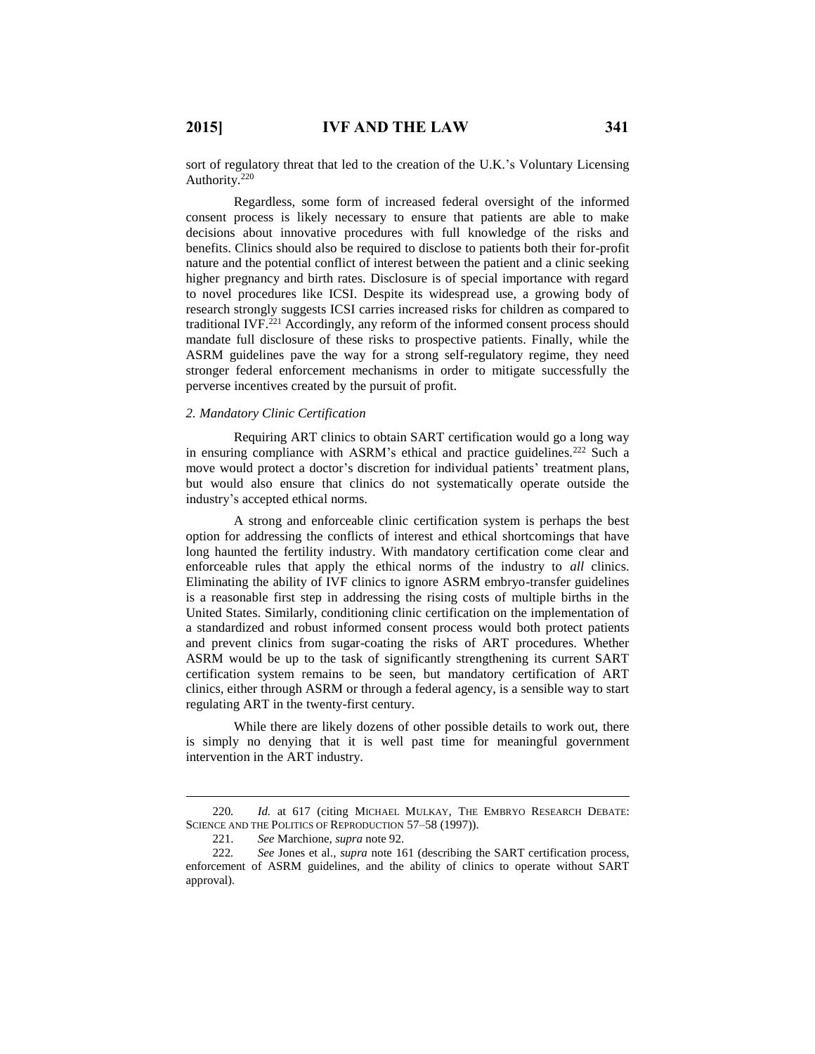sort of regulatory threat that led to the creation of the U.K.'s Voluntary Licensing Authority.[220]

Regardless, some form of increased federal oversight of the informed consent process is likely necessary to ensure that patients are able to make decisions about innovative procedures with full knowledge of the risks and benefits. Clinics should also be required to disclose to patients both their for-profit nature and the potential conflict of interest between the patient and a clinic seeking higher pregnancy and birth rates. Disclosure is of special importance with regard to novel procedures like ICSI. Despite its widespread use, a growing body of research strongly suggests ICSI carries increased risks for children as compared to traditional IVF.[221] Accordingly, any reform of the informed consent process should mandate full disclosure of these risks to prospective patients. Finally, while the ASRM guidelines pave the way for a strong self-regulatory regime, they need stronger federal enforcement mechanisms in order to mitigate successfully the perverse incentives created by the pursuit of profit.

### *2. Mandatory Clinic Certification*

Requiring ART clinics to obtain SART certification would go a long way in ensuring compliance with ASRM's ethical and practice guidelines.[222] Such a move would protect a doctor's discretion for individual patients' treatment plans, but would also ensure that clinics do not systematically operate outside the industry's accepted ethical norms.

A strong and enforceable clinic certification system is perhaps the best option for addressing the conflicts of interest and ethical shortcomings that have long haunted the fertility industry. With mandatory certification come clear and enforceable rules that apply the ethical norms of the industry to *all* clinics. Eliminating the ability of IVF clinics to ignore ASRM embryo-transfer guidelines is a reasonable first step in addressing the rising costs of multiple births in the United States. Similarly, conditioning clinic certification on the implementation of a standardized and robust informed consent process would both protect patients and prevent clinics from sugar-coating the risks of ART procedures. Whether ASRM would be up to the task of significantly strengthening its current SART certification system remains to be seen, but mandatory certification of ART clinics, either through ASRM or through a federal agency, is a sensible way to start regulating ART in the twenty-first century.

While there are likely dozens of other possible details to work out, there is simply no denying that it is well past time for meaningful government intervention in the ART industry.

---

220. *Id.* at 617 (citing MICHAEL MULKAY, THE EMBRYO RESEARCH DEBATE: SCIENCE AND THE POLITICS OF REPRODUCTION 57–58 (1997)).

221. *See* Marchione, *supra* note 92.

222. *See* Jones et al., *supra* note 161 (describing the SART certification process, enforcement of ASRM guidelines, and the ability of clinics to operate without SART approval).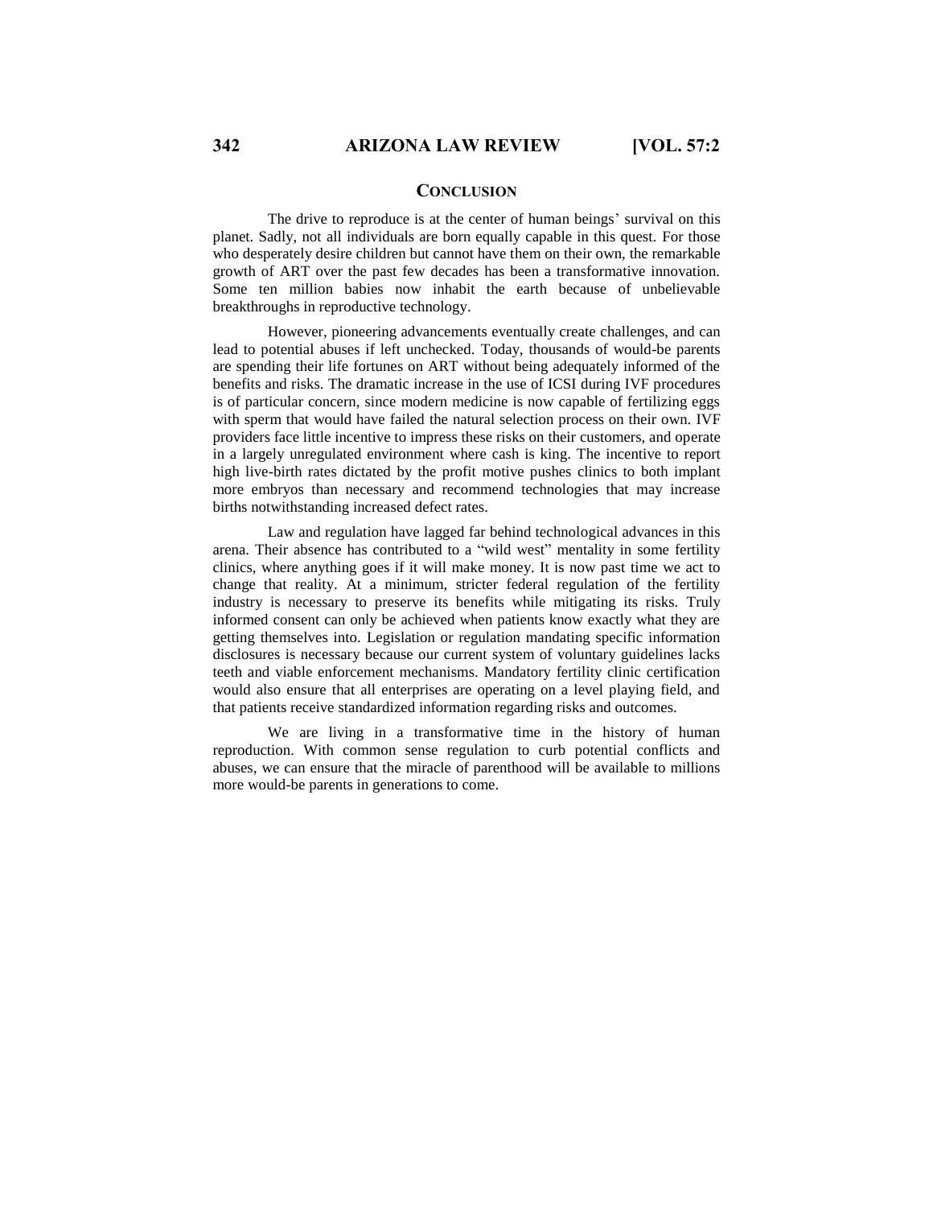## CONCLUSION

The drive to reproduce is at the center of human beings' survival on this planet. Sadly, not all individuals are born equally capable in this quest. For those who desperately desire children but cannot have them on their own, the remarkable growth of ART over the past few decades has been a transformative innovation. Some ten million babies now inhabit the earth because of unbelievable breakthroughs in reproductive technology.

However, pioneering advancements eventually create challenges, and can lead to potential abuses if left unchecked. Today, thousands of would-be parents are spending their life fortunes on ART without being adequately informed of the benefits and risks. The dramatic increase in the use of ICSI during IVF procedures is of particular concern, since modern medicine is now capable of fertilizing eggs with sperm that would have failed the natural selection process on their own. IVF providers face little incentive to impress these risks on their customers, and operate in a largely unregulated environment where cash is king. The incentive to report high live-birth rates dictated by the profit motive pushes clinics to both implant more embryos than necessary and recommend technologies that may increase births notwithstanding increased defect rates.

Law and regulation have lagged far behind technological advances in this arena. Their absence has contributed to a "wild west" mentality in some fertility clinics, where anything goes if it will make money. It is now past time we act to change that reality. At a minimum, stricter federal regulation of the fertility industry is necessary to preserve its benefits while mitigating its risks. Truly informed consent can only be achieved when patients know exactly what they are getting themselves into. Legislation or regulation mandating specific information disclosures is necessary because our current system of voluntary guidelines lacks teeth and viable enforcement mechanisms. Mandatory fertility clinic certification would also ensure that all enterprises are operating on a level playing field, and that patients receive standardized information regarding risks and outcomes.

We are living in a transformative time in the history of human reproduction. With common sense regulation to curb potential conflicts and abuses, we can ensure that the miracle of parenthood will be available to millions more would-be parents in generations to come.